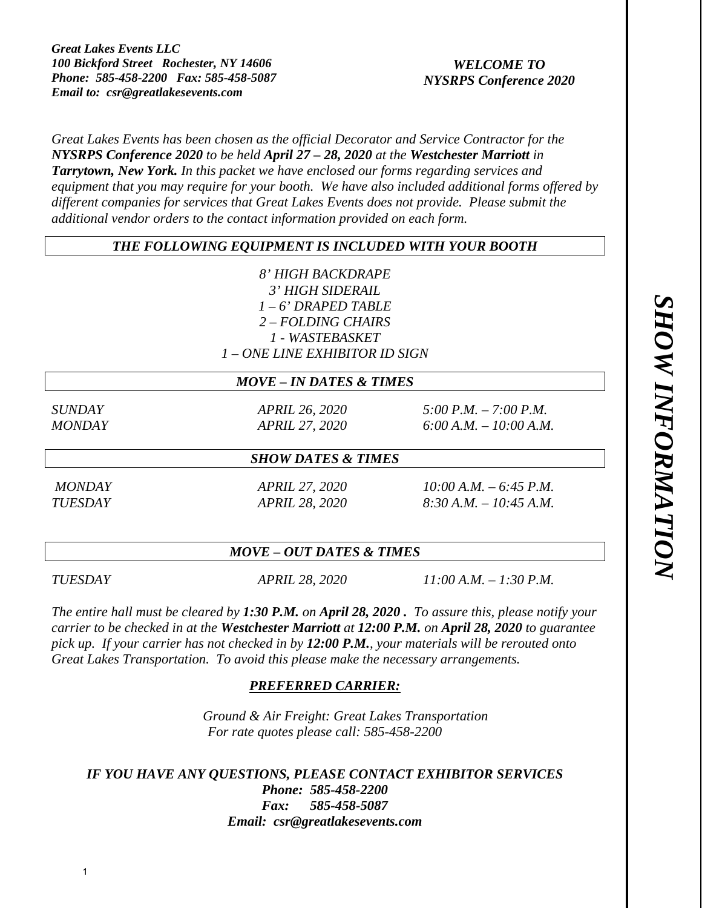***Great Lakes Events LLC***
***100 Bickford Street   Rochester, NY 14606***
***Phone:  585-458-2200   Fax: 585-458-5087***
***Email to:  csr@greatlakesevents.com***

***WELCOME TO***
***NYSRPS Conference 2020***

***SHOW INFORMATION***

*Great Lakes Events has been chosen as the official Decorator and Service Contractor for the* ***NYSRPS Conference 2020*** *to be held* ***April 27 – 28, 2020*** *at the* ***Westchester Marriott*** *in* ***Tarrytown, New York.*** *In this packet we have enclosed our forms regarding services and equipment that you may require for your booth.  We have also included additional forms offered by different companies for services that Great Lakes Events does not provide.  Please submit the additional vendor orders to the contact information provided on each form.*

## *THE FOLLOWING EQUIPMENT IS INCLUDED WITH YOUR BOOTH*

*8' HIGH BACKDRAPE*
*3' HIGH SIDERAIL*
*1 – 6' DRAPED TABLE*
*2 – FOLDING CHAIRS*
*1 - WASTEBASKET*
*1 – ONE LINE EXHIBITOR ID SIGN*

## *MOVE – IN DATES & TIMES*

| | | |
|---|---|---|
| *SUNDAY* | *APRIL 26, 2020* | *5:00 P.M. – 7:00 P.M.* |
| *MONDAY* | *APRIL 27, 2020* | *6:00 A.M. – 10:00 A.M.* |

## *SHOW DATES & TIMES*

| | | |
|---|---|---|
| *MONDAY* | *APRIL 27, 2020* | *10:00 A.M. – 6:45 P.M.* |
| *TUESDAY* | *APRIL 28, 2020* | *8:30 A.M. – 10:45 A.M.* |

## *MOVE – OUT DATES & TIMES*

| | | |
|---|---|---|
| *TUESDAY* | *APRIL 28, 2020* | *11:00 A.M. – 1:30 P.M.* |

*The entire hall must be cleared by* ***1:30 P.M.*** *on* ***April 28, 2020 .*** *To assure this, please notify your carrier to be checked in at the* ***Westchester Marriott*** *at* ***12:00 P.M.*** *on* ***April 28, 2020*** *to guarantee pick up.  If your carrier has not checked in by* ***12:00 P.M.****, your materials will be rerouted onto Great Lakes Transportation.  To avoid this please make the necessary arrangements.*

***PREFERRED CARRIER:***

*Ground & Air Freight: Great Lakes Transportation*
*For rate quotes please call: 585-458-2200*

***IF YOU HAVE ANY QUESTIONS, PLEASE CONTACT EXHIBITOR SERVICES***
***Phone:  585-458-2200***
***Fax:      585-458-5087***
***Email:  csr@greatlakesevents.com***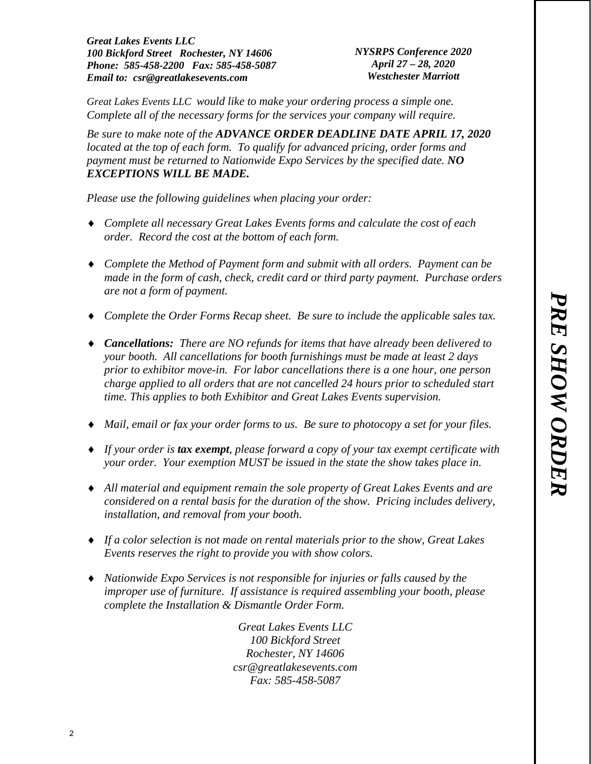***Great Lakes Events LLC***
***100 Bickford Street   Rochester, NY 14606***
***Phone:  585-458-2200   Fax: 585-458-5087***
***Email to:  csr@greatlakesevents.com***

***NYSRPS Conference 2020***
***April 27 – 28, 2020***
***Westchester Marriott***

*Great Lakes Events LLC  would like to make your ordering process a simple one. Complete all of the necessary forms for the services your company will require.*

*Be sure to make note of the* ***ADVANCE ORDER DEADLINE DATE APRIL 17, 2020*** *located at the top of each form.  To qualify for advanced pricing, order forms and payment must be returned to Nationwide Expo Services by the specified date.* ***NO EXCEPTIONS WILL BE MADE.***

*Please use the following guidelines when placing your order:*

- *Complete all necessary Great Lakes Events forms and calculate the cost of each order.  Record the cost at the bottom of each form.*
- *Complete the Method of Payment form and submit with all orders.  Payment can be made in the form of cash, check, credit card or third party payment.  Purchase orders are not a form of payment.*
- *Complete the Order Forms Recap sheet.  Be sure to include the applicable sales tax.*
- ***Cancellations:*** *There are NO refunds for items that have already been delivered to your booth.  All cancellations for booth furnishings must be made at least 2 days prior to exhibitor move-in.  For labor cancellations there is a one hour, one person charge applied to all orders that are not cancelled 24 hours prior to scheduled start time. This applies to both Exhibitor and Great Lakes Events supervision.*
- *Mail, email or fax your order forms to us.  Be sure to photocopy a set for your files.*
- *If your order is* ***tax exempt****, please forward a copy of your tax exempt certificate with your order.  Your exemption MUST be issued in the state the show takes place in.*
- *All material and equipment remain the sole property of Great Lakes Events and are considered on a rental basis for the duration of the show.  Pricing includes delivery, installation, and removal from your booth.*
- *If a color selection is not made on rental materials prior to the show, Great Lakes Events reserves the right to provide you with show colors.*
- *Nationwide Expo Services is not responsible for injuries or falls caused by the improper use of furniture.  If assistance is required assembling your booth, please complete the Installation & Dismantle Order Form.*

*Great Lakes Events LLC*
*100 Bickford Street*
*Rochester, NY 14606*
*csr@greatlakesevents.com*
*Fax: 585-458-5087*

***PRE SHOW ORDER***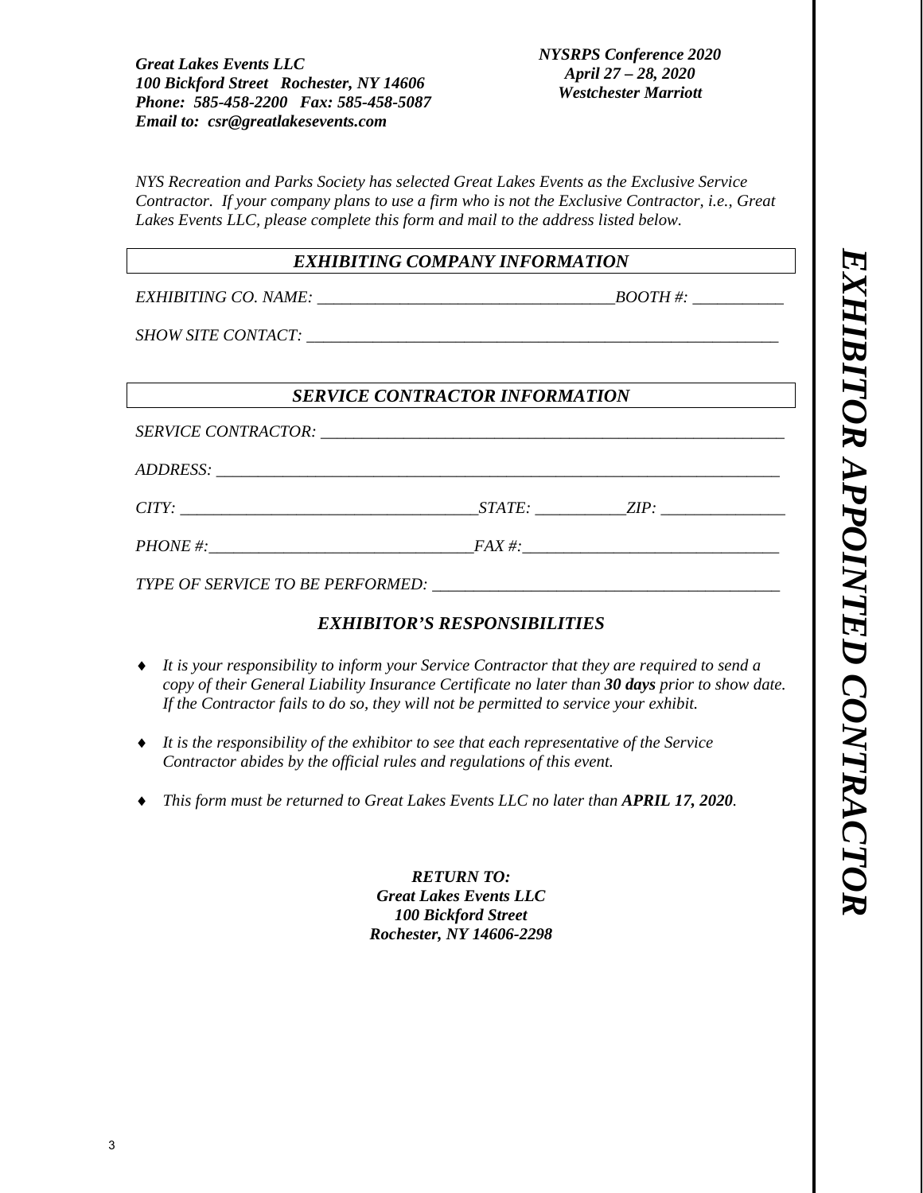*Great Lakes Events LLC*
*100 Bickford Street Rochester, NY 14606*
*Phone: 585-458-2200 Fax: 585-458-5087*
*Email to: csr@greatlakesevents.com*

*NYSRPS Conference 2020*
*April 27 – 28, 2020*
*Westchester Marriott*

# EXHIBITOR APPOINTED CONTRACTOR

*NYS Recreation and Parks Society has selected Great Lakes Events as the Exclusive Service Contractor. If your company plans to use a firm who is not the Exclusive Contractor, i.e., Great Lakes Events LLC, please complete this form and mail to the address listed below.*

## EXHIBITING COMPANY INFORMATION

*EXHIBITING CO. NAME:* ____________________________________ *BOOTH #:* ___________

*SHOW SITE CONTACT:* __________________________________________________________

## SERVICE CONTRACTOR INFORMATION

*SERVICE CONTRACTOR:* _________________________________________________________

*ADDRESS:* _________________________________________________________________

*CITY:* ____________________________________ *STATE:* ___________ *ZIP:* _______________

*PHONE #:* _______________________________ *FAX #:* ______________________________

*TYPE OF SERVICE TO BE PERFORMED:* _________________________________________

## EXHIBITOR'S RESPONSIBILITIES

- *It is your responsibility to inform your Service Contractor that they are required to send a copy of their General Liability Insurance Certificate no later than* ***30 days*** *prior to show date. If the Contractor fails to do so, they will not be permitted to service your exhibit.*
- *It is the responsibility of the exhibitor to see that each representative of the Service Contractor abides by the official rules and regulations of this event.*
- *This form must be returned to Great Lakes Events LLC no later than* ***APRIL 17, 2020****.*

***RETURN TO:***
***Great Lakes Events LLC***
***100 Bickford Street***
***Rochester, NY 14606-2298***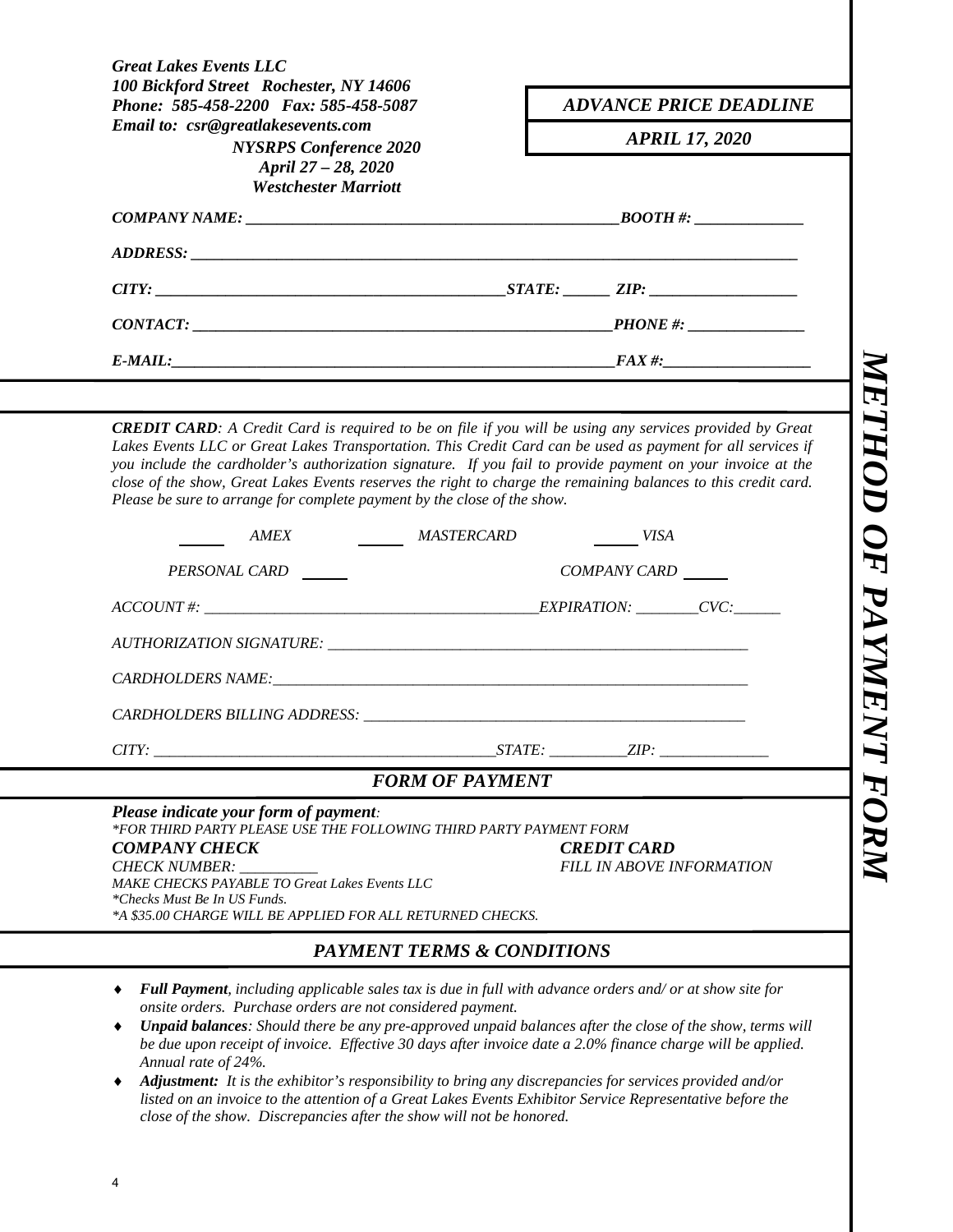*Great Lakes Events LLC*
*100 Bickford Street Rochester, NY 14606*
*Phone: 585-458-2200 Fax: 585-458-5087*
*Email to: csr@greatlakesevents.com*

*NYSRPS Conference 2020*
*April 27 – 28, 2020*
*Westchester Marriott*

| *ADVANCE PRICE DEADLINE* |
|---|
| *APRIL 17, 2020* |

# *METHOD OF PAYMENT FORM*

*COMPANY NAME:* ______________________________________________ *BOOTH #:* ______________

*ADDRESS:* ______________________________________________________________________________

*CITY:* ____________________________________________ *STATE:* ______ *ZIP:* ___________________

*CONTACT:* _____________________________________________________ *PHONE #:* _______________

*E-MAIL:* __________________________________________________________ *FAX #:* ___________________

***CREDIT CARD**: A Credit Card is required to be on file if you will be using any services provided by Great Lakes Events LLC or Great Lakes Transportation. This Credit Card can be used as payment for all services if you include the cardholder's authorization signature. If you fail to provide payment on your invoice at the close of the show, Great Lakes Events reserves the right to charge the remaining balances to this credit card. Please be sure to arrange for complete payment by the close of the show.*

_____ *AMEX* _____ *MASTERCARD* _____ *VISA*

*PERSONAL CARD* _____ *COMPANY CARD* _____

*ACCOUNT #:* ____________________________________________ *EXPIRATION:* ________ *CVC:* ______

*AUTHORIZATION SIGNATURE:* ______________________________________________________

*CARDHOLDERS NAME:* ______________________________________________________________

*CARDHOLDERS BILLING ADDRESS:* ________________________________________________

*CITY:* ___________________________________________ *STATE:* __________ *ZIP:* ______________

## *FORM OF PAYMENT*

***Please indicate your form of payment**:*

*\*FOR THIRD PARTY PLEASE USE THE FOLLOWING THIRD PARTY PAYMENT FORM*

***COMPANY CHECK***
*CHECK NUMBER:* __________
*MAKE CHECKS PAYABLE TO Great Lakes Events LLC*
*\*Checks Must Be In US Funds.*
*\*A $35.00 CHARGE WILL BE APPLIED FOR ALL RETURNED CHECKS.*

***CREDIT CARD***
*FILL IN ABOVE INFORMATION*

## *PAYMENT TERMS & CONDITIONS*

- ***Full Payment**, including applicable sales tax is due in full with advance orders and/ or at show site for onsite orders. Purchase orders are not considered payment.*
- ***Unpaid balances**: Should there be any pre-approved unpaid balances after the close of the show, terms will be due upon receipt of invoice. Effective 30 days after invoice date a 2.0% finance charge will be applied. Annual rate of 24%.*
- ***Adjustment:** It is the exhibitor's responsibility to bring any discrepancies for services provided and/or listed on an invoice to the attention of a Great Lakes Events Exhibitor Service Representative before the close of the show. Discrepancies after the show will not be honored.*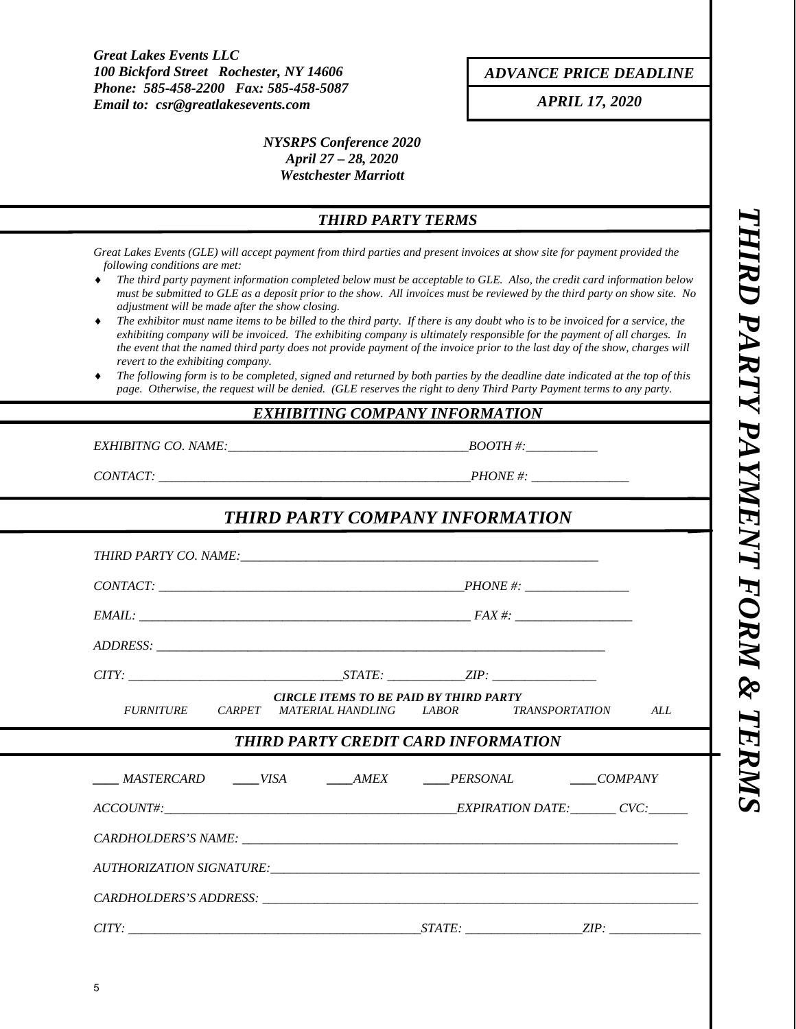*Great Lakes Events LLC*
*100 Bickford Street Rochester, NY 14606*
*Phone: 585-458-2200 Fax: 585-458-5087*
*Email to: csr@greatlakesevents.com*

| *ADVANCE PRICE DEADLINE* |
|---|
| *APRIL 17, 2020* |

***NYSRPS Conference 2020***
***April 27 – 28, 2020***
***Westchester Marriott***

# *THIRD PARTY PAYMENT FORM & TERMS*

## *THIRD PARTY TERMS*

*Great Lakes Events (GLE) will accept payment from third parties and present invoices at show site for payment provided the following conditions are met:*

- *The third party payment information completed below must be acceptable to GLE. Also, the credit card information below must be submitted to GLE as a deposit prior to the show. All invoices must be reviewed by the third party on show site. No adjustment will be made after the show closing.*
- *The exhibitor must name items to be billed to the third party. If there is any doubt who is to be invoiced for a service, the exhibiting company will be invoiced. The exhibiting company is ultimately responsible for the payment of all charges. In the event that the named third party does not provide payment of the invoice prior to the last day of the show, charges will revert to the exhibiting company.*
- *The following form is to be completed, signed and returned by both parties by the deadline date indicated at the top of this page. Otherwise, the request will be denied. (GLE reserves the right to deny Third Party Payment terms to any party.*

## *EXHIBITING COMPANY INFORMATION*

*EXHIBITNG CO. NAME:*______________________________________ *BOOTH #:*___________

*CONTACT:* _________________________________________________ *PHONE #:* _______________

## *THIRD PARTY COMPANY INFORMATION*

*THIRD PARTY CO. NAME:*_______________________________________________________

*CONTACT:* ________________________________________________ *PHONE #:* ________________

*EMAIL:* _____________________________________________________ *FAX #:* __________________

*ADDRESS:* _______________________________________________________________________

*CITY:* __________________________________ *STATE:* ____________ *ZIP:* ________________

***CIRCLE ITEMS TO BE PAID BY THIRD PARTY***

*FURNITURE CARPET MATERIAL HANDLING LABOR TRANSPORTATION ALL*

## *THIRD PARTY CREDIT CARD INFORMATION*

____ *MASTERCARD* ____ *VISA* ____ *AMEX* ____ *PERSONAL* ____ *COMPANY*

*ACCOUNT#:*_______________________________________________ *EXPIRATION DATE:*_______ *CVC:*______

*CARDHOLDERS'S NAME:* _____________________________________________________________________

*AUTHORIZATION SIGNATURE:*___________________________________________________________________

*CARDHOLDERS'S ADDRESS:* ____________________________________________________________________

*CITY:* _______________________________________________ *STATE:* __________________ *ZIP:* ______________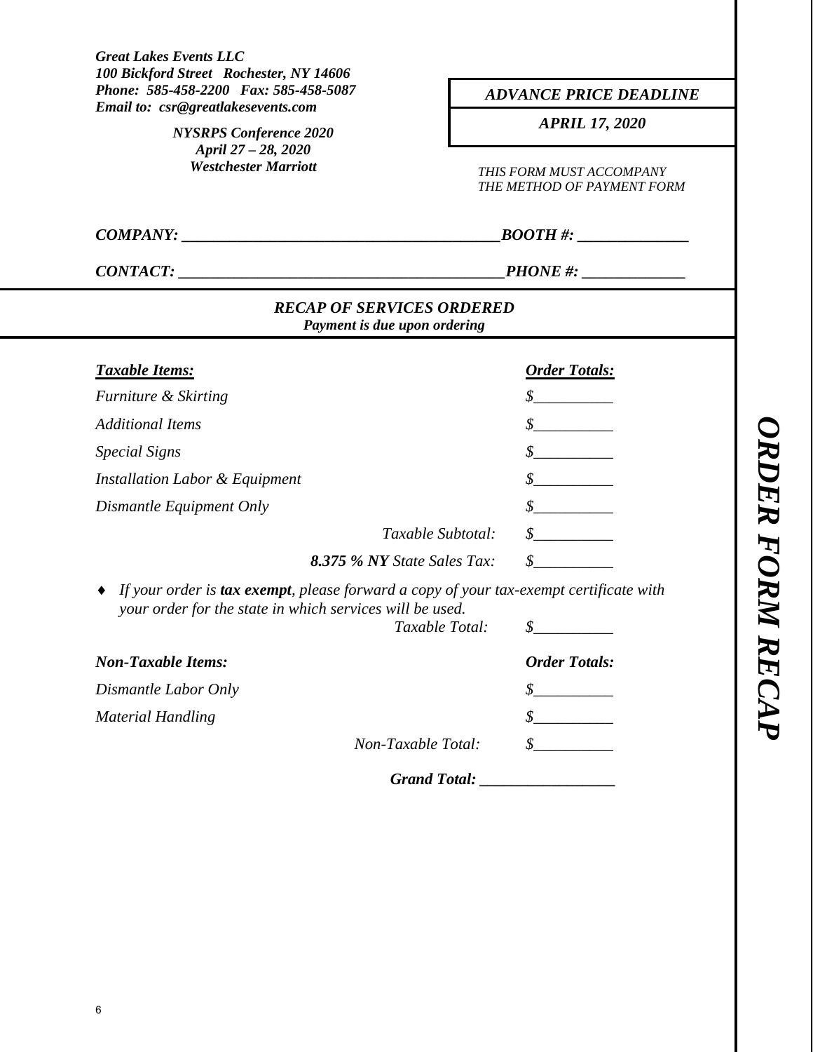***Great Lakes Events LLC***
***100 Bickford Street Rochester, NY 14606***
***Phone: 585-458-2200 Fax: 585-458-5087***
***Email to: csr@greatlakesevents.com***

***NYSRPS Conference 2020***
***April 27 – 28, 2020***
***Westchester Marriott***

| *ADVANCE PRICE DEADLINE* |
| --- |
| *APRIL 17, 2020* |

*THIS FORM MUST ACCOMPANY THE METHOD OF PAYMENT FORM*

***COMPANY:*** ________________________________________ ***BOOTH #:*** ______________

***CONTACT:*** __________________________________________ ***PHONE #:*** _____________

## *RECAP OF SERVICES ORDERED*

***Payment is due upon ordering***

| ***Taxable Items:*** | ***Order Totals:*** |
| --- | --- |
| *Furniture & Skirting* | *$__________* |
| *Additional Items* | *$__________* |
| *Special Signs* | *$__________* |
| *Installation Labor & Equipment* | *$__________* |
| *Dismantle Equipment Only* | *$__________* |
| *Taxable Subtotal:* | *$__________* |
| ***8.375 % NY*** *State Sales Tax:* | *$__________* |

- *If your order is **tax exempt**, please forward a copy of your tax-exempt certificate with your order for the state in which services will be used.*

| | |
| --- | --- |
| *Taxable Total:* | *$__________* |

| ***Non-Taxable Items:*** | ***Order Totals:*** |
| --- | --- |
| *Dismantle Labor Only* | *$__________* |
| *Material Handling* | *$__________* |
| *Non-Taxable Total:* | *$__________* |

***Grand Total:*** _________________

## ***ORDER FORM RECAP***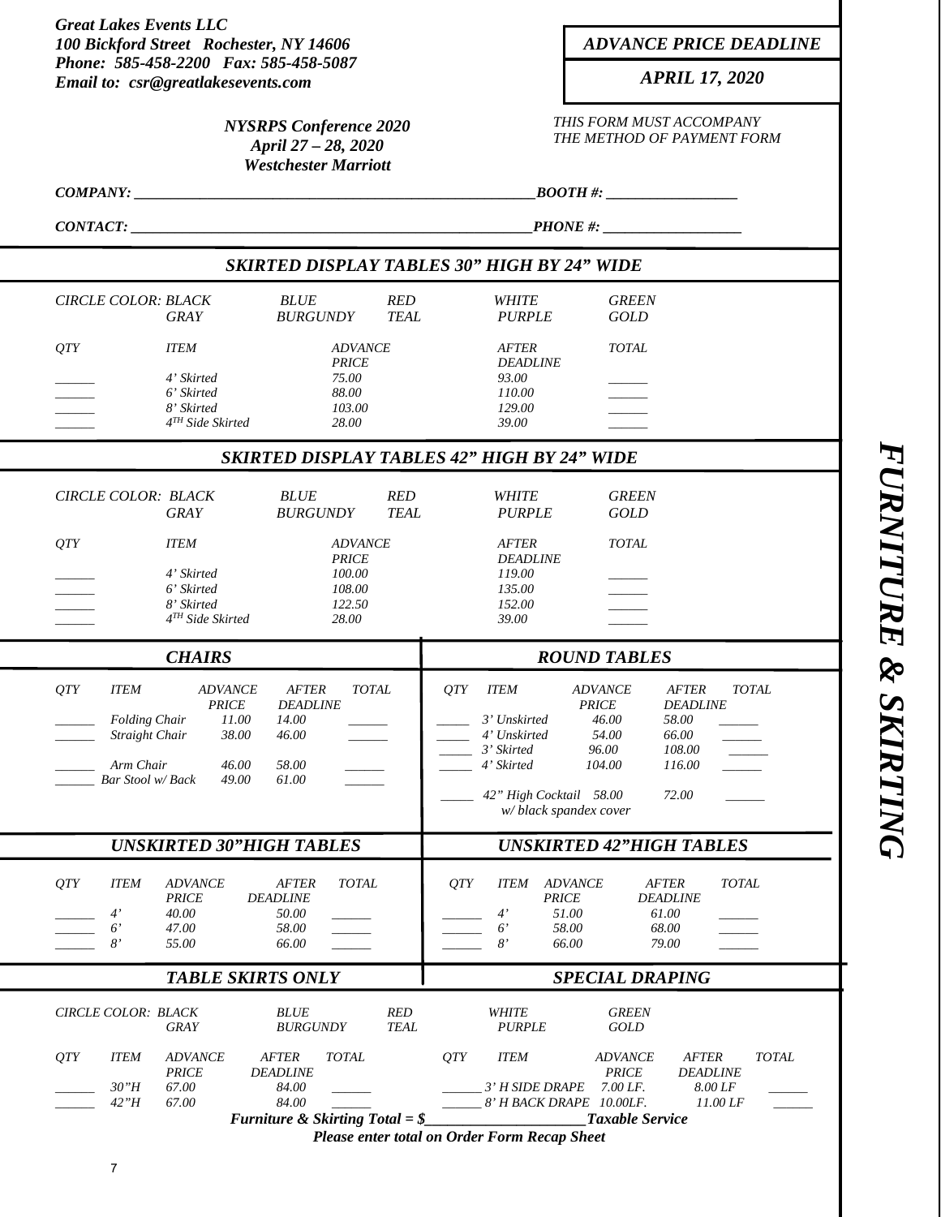***Great Lakes Events LLC***
***100 Bickford Street Rochester, NY 14606***
***Phone: 585-458-2200 Fax: 585-458-5087***
***Email to: csr@greatlakesevents.com***

***ADVANCE PRICE DEADLINE***

***APRIL 17, 2020***

***NYSRPS Conference 2020***
***April 27 – 28, 2020***
***Westchester Marriott***

*THIS FORM MUST ACCOMPANY THE METHOD OF PAYMENT FORM*

***COMPANY:*** ______________________________________________________ ***BOOTH #:*** __________________

***CONTACT:*** ______________________________________________________ ***PHONE #:*** ___________________

## *SKIRTED DISPLAY TABLES 30" HIGH BY 24" WIDE*

*CIRCLE COLOR:* BLACK, BLUE, RED, WHITE, GREEN, GRAY, BURGUNDY, TEAL, PURPLE, GOLD

| QTY | ITEM | ADVANCE PRICE | AFTER DEADLINE | TOTAL |
|---|---|---|---|---|
| ______ | 4' Skirted | 75.00 | 93.00 | ______ |
| ______ | 6' Skirted | 88.00 | 110.00 | ______ |
| ______ | 8' Skirted | 103.00 | 129.00 | ______ |
| ______ | 4TH Side Skirted | 28.00 | 39.00 | ______ |

## *SKIRTED DISPLAY TABLES 42" HIGH BY 24" WIDE*

*CIRCLE COLOR:* BLACK, BLUE, RED, WHITE, GREEN, GRAY, BURGUNDY, TEAL, PURPLE, GOLD

| QTY | ITEM | ADVANCE PRICE | AFTER DEADLINE | TOTAL |
|---|---|---|---|---|
| ______ | 4' Skirted | 100.00 | 119.00 | ______ |
| ______ | 6' Skirted | 108.00 | 135.00 | ______ |
| ______ | 8' Skirted | 122.50 | 152.00 | ______ |
| ______ | 4TH Side Skirted | 28.00 | 39.00 | ______ |

## *CHAIRS*

| QTY | ITEM | ADVANCE PRICE | AFTER DEADLINE | TOTAL |
|---|---|---|---|---|
| ______ | Folding Chair | 11.00 | 14.00 | ______ |
| ______ | Straight Chair | 38.00 | 46.00 | ______ |
| ______ | Arm Chair | 46.00 | 58.00 | ______ |
| ______ | Bar Stool w/ Back | 49.00 | 61.00 | ______ |

## *ROUND TABLES*

| QTY | ITEM | ADVANCE PRICE | AFTER DEADLINE | TOTAL |
|---|---|---|---|---|
| _____ | 3' Unskirted | 46.00 | 58.00 | ______ |
| _____ | 4' Unskirted | 54.00 | 66.00 | ______ |
| _____ | 3' Skirted | 96.00 | 108.00 | ______ |
| _____ | 4' Skirted | 104.00 | 116.00 | ______ |
| _____ | 42" High Cocktail w/ black spandex cover | 58.00 | 72.00 | ______ |

## *UNSKIRTED 30"HIGH TABLES*

| QTY | ITEM | ADVANCE PRICE | AFTER DEADLINE | TOTAL |
|---|---|---|---|---|
| ______ | 4' | 40.00 | 50.00 | ______ |
| ______ | 6' | 47.00 | 58.00 | ______ |
| ______ | 8' | 55.00 | 66.00 | ______ |

## *UNSKIRTED 42"HIGH TABLES*

| QTY | ITEM | ADVANCE PRICE | AFTER DEADLINE | TOTAL |
|---|---|---|---|---|
| ______ | 4' | 51.00 | 61.00 | ______ |
| ______ | 6' | 58.00 | 68.00 | ______ |
| ______ | 8' | 66.00 | 79.00 | ______ |

## *TABLE SKIRTS ONLY*

*CIRCLE COLOR:* BLACK, BLUE, RED, WHITE, GREEN, GRAY, BURGUNDY, TEAL, PURPLE, GOLD

| QTY | ITEM | ADVANCE PRICE | AFTER DEADLINE | TOTAL |
|---|---|---|---|---|
| ______ | 30"H | 67.00 | 84.00 | ______ |
| ______ | 42"H | 67.00 | 84.00 | ______ |

## *SPECIAL DRAPING*

| QTY | ITEM | ADVANCE PRICE | AFTER DEADLINE | TOTAL |
|---|---|---|---|---|
| ______ | 3' H SIDE DRAPE | 7.00 LF. | 8.00 LF | ______ |
| ______ | 8' H BACK DRAPE | 10.00LF. | 11.00 LF | ______ |

***Furniture & Skirting Total = $*** ______________________ ***Taxable Service***

***Please enter total on Order Form Recap Sheet***

## *FURNITURE & SKIRTING*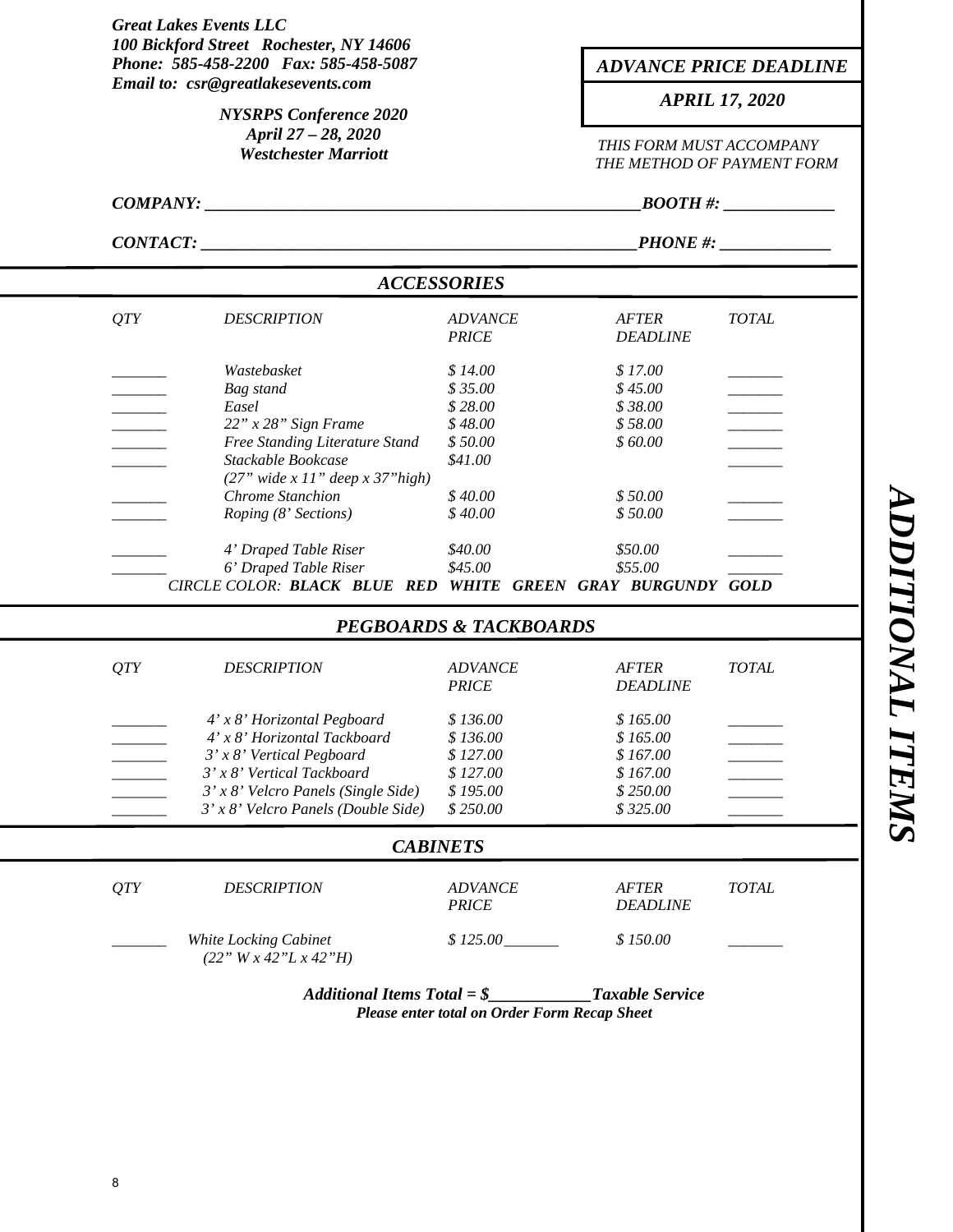***Great Lakes Events LLC***
***100 Bickford Street Rochester, NY 14606***
***Phone: 585-458-2200 Fax: 585-458-5087***
***Email to: csr@greatlakesevents.com***

***NYSRPS Conference 2020***
***April 27 – 28, 2020***
***Westchester Marriott***

***ADVANCE PRICE DEADLINE***

***APRIL 17, 2020***

*THIS FORM MUST ACCOMPANY THE METHOD OF PAYMENT FORM*

***COMPANY: ___________________________________________________BOOTH #: _____________***

***CONTACT: ___________________________________________________PHONE #: _____________***

# ADDITIONAL ITEMS

## *ACCESSORIES*

| QTY | DESCRIPTION | ADVANCE PRICE | AFTER DEADLINE | TOTAL |
|---|---|---|---|---|
| _______ | Wastebasket | $ 14.00 | $ 17.00 | _______ |
| _______ | Bag stand | $ 35.00 | $ 45.00 | _______ |
| _______ | Easel | $ 28.00 | $ 38.00 | _______ |
| _______ | 22" x 28" Sign Frame | $ 48.00 | $ 58.00 | _______ |
| _______ | Free Standing Literature Stand | $ 50.00 | $ 60.00 | _______ |
| _______ | Stackable Bookcase (27" wide x 11" deep x 37"high) | $41.00 | | _______ |
| _______ | Chrome Stanchion | $ 40.00 | $ 50.00 | _______ |
| _______ | Roping (8' Sections) | $ 40.00 | $ 50.00 | _______ |
| _______ | 4' Draped Table Riser | $40.00 | $50.00 | _______ |
| _______ | 6' Draped Table Riser | $45.00 | $55.00 | _______ |

*CIRCLE COLOR:* ***BLACK BLUE RED WHITE GREEN GRAY BURGUNDY GOLD***

## *PEGBOARDS & TACKBOARDS*

| QTY | DESCRIPTION | ADVANCE PRICE | AFTER DEADLINE | TOTAL |
|---|---|---|---|---|
| _______ | 4' x 8' Horizontal Pegboard | $ 136.00 | $ 165.00 | _______ |
| _______ | 4' x 8' Horizontal Tackboard | $ 136.00 | $ 165.00 | _______ |
| _______ | 3' x 8' Vertical Pegboard | $ 127.00 | $ 167.00 | _______ |
| _______ | 3' x 8' Vertical Tackboard | $ 127.00 | $ 167.00 | _______ |
| _______ | 3' x 8' Velcro Panels (Single Side) | $ 195.00 | $ 250.00 | _______ |
| _______ | 3' x 8' Velcro Panels (Double Side) | $ 250.00 | $ 325.00 | _______ |

## *CABINETS*

| QTY | DESCRIPTION | ADVANCE PRICE | AFTER DEADLINE | TOTAL |
|---|---|---|---|---|
| _______ | White Locking Cabinet (22" W x 42"L x 42"H) | $ 125.00_______ | $ 150.00 | _______ |

***Additional Items Total = $____________Taxable Service***
***Please enter total on Order Form Recap Sheet***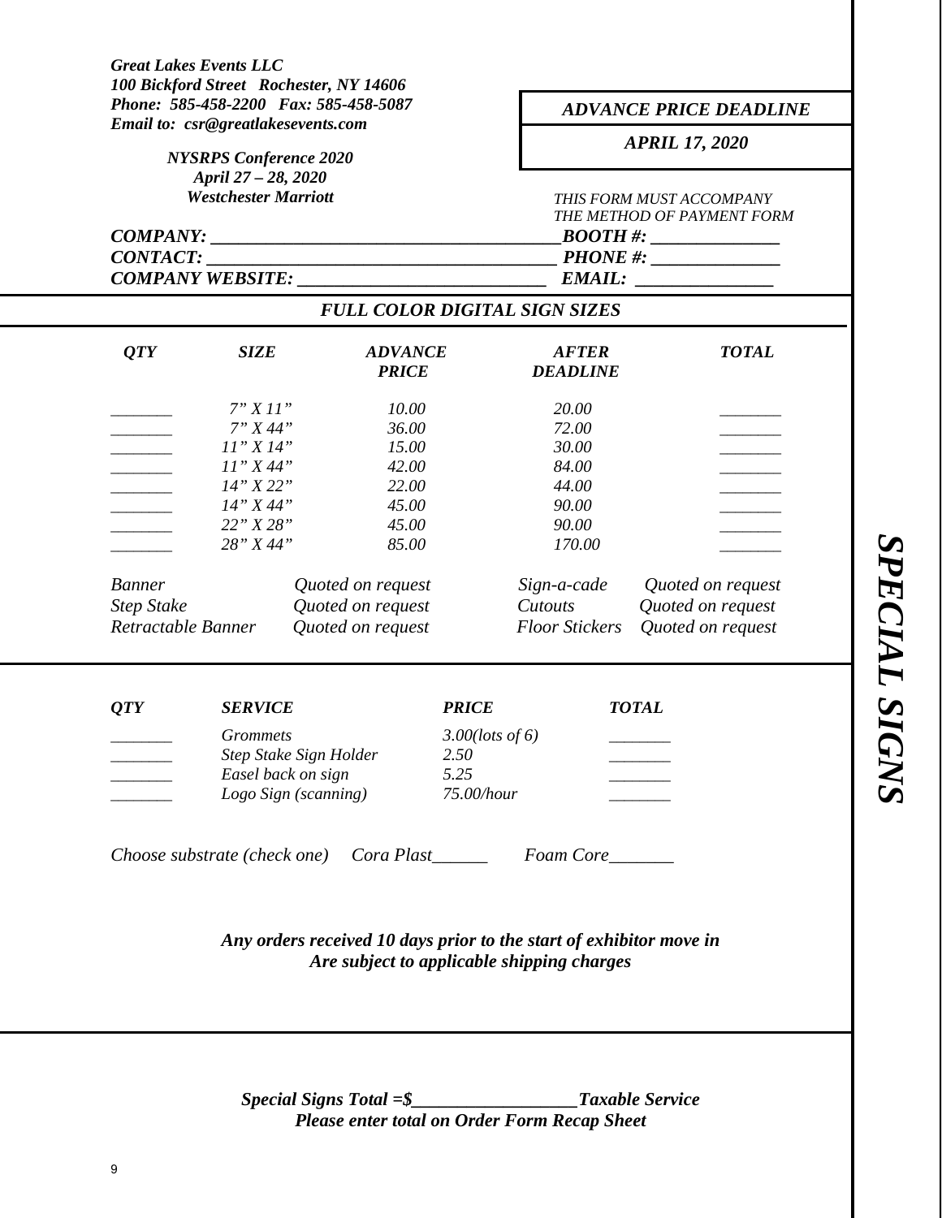***Great Lakes Events LLC***
***100 Bickford Street Rochester, NY 14606***
***Phone: 585-458-2200 Fax: 585-458-5087***
***Email to: csr@greatlakesevents.com***

***NYSRPS Conference 2020***
***April 27 – 28, 2020***
***Westchester Marriott***

*ADVANCE PRICE DEADLINE*

*APRIL 17, 2020*

*THIS FORM MUST ACCOMPANY THE METHOD OF PAYMENT FORM*

***COMPANY:*** ______________________________________ ***BOOTH #:*** ______________
***CONTACT:*** ______________________________________ ***PHONE #:*** ______________
***COMPANY WEBSITE:*** ___________________________ ***EMAIL:*** _______________

## *FULL COLOR DIGITAL SIGN SIZES*

| *QTY* | *SIZE* | *ADVANCE PRICE* | *AFTER DEADLINE* | *TOTAL* |
|---|---|---|---|---|
| _______ | 7" X 11" | 10.00 | 20.00 | _______ |
| _______ | 7" X 44" | 36.00 | 72.00 | _______ |
| _______ | 11" X 14" | 15.00 | 30.00 | _______ |
| _______ | 11" X 44" | 42.00 | 84.00 | _______ |
| _______ | 14" X 22" | 22.00 | 44.00 | _______ |
| _______ | 14" X 44" | 45.00 | 90.00 | _______ |
| _______ | 22" X 28" | 45.00 | 90.00 | _______ |
| _______ | 28" X 44" | 85.00 | 170.00 | _______ |

| | | | |
|---|---|---|---|
| *Banner* | *Quoted on request* | *Sign-a-cade* | *Quoted on request* |
| *Step Stake* | *Quoted on request* | *Cutouts* | *Quoted on request* |
| *Retractable Banner* | *Quoted on request* | *Floor Stickers* | *Quoted on request* |

| *QTY* | *SERVICE* | *PRICE* | *TOTAL* |
|---|---|---|---|
| _______ | *Grommets* | *3.00(lots of 6)* | _______ |
| _______ | *Step Stake Sign Holder* | *2.50* | _______ |
| _______ | *Easel back on sign* | *5.25* | _______ |
| _______ | *Logo Sign (scanning)* | *75.00/hour* | _______ |

*Choose substrate (check one)* *Cora Plast______* *Foam Core_______*

***Any orders received 10 days prior to the start of exhibitor move in Are subject to applicable shipping charges***

***Special Signs Total =$__________________Taxable Service***
***Please enter total on Order Form Recap Sheet***

***SPECIAL SIGNS***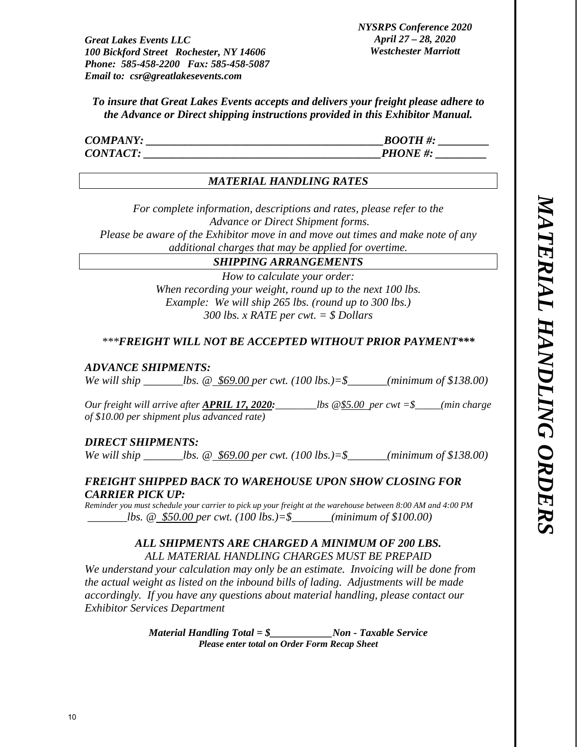*NYSRPS Conference 2020*
*April 27 – 28, 2020*
*Westchester Marriott*

***Great Lakes Events LLC***
***100 Bickford Street Rochester, NY 14606***
***Phone: 585-458-2200 Fax: 585-458-5087***
***Email to: csr@greatlakesevents.com***

***To insure that Great Lakes Events accepts and delivers your freight please adhere to the Advance or Direct shipping instructions provided in this Exhibitor Manual.***

***COMPANY: ___________________________________________BOOTH #: _________***
***CONTACT: ___________________________________________PHONE #: _________***

## *MATERIAL HANDLING RATES*

*For complete information, descriptions and rates, please refer to the Advance or Direct Shipment forms.*
*Please be aware of the Exhibitor move in and move out times and make note of any additional charges that may be applied for overtime.*

## *SHIPPING ARRANGEMENTS*

*How to calculate your order:*
*When recording your weight, round up to the next 100 lbs.*
*Example: We will ship 265 lbs. (round up to 300 lbs.)*
*300 lbs. x RATE per cwt. = $ Dollars*

****\*\*FREIGHT WILL NOT BE ACCEPTED WITHOUT PRIOR PAYMENT\*\*\****

### *ADVANCE SHIPMENTS:*

*We will ship _______lbs. @ $69.00 per cwt. (100 lbs.)=$_______(minimum of $138.00)*

*Our freight will arrive after **APRIL 17, 2020:**________lbs @$5.00 per cwt =$_____(min charge of $10.00 per shipment plus advanced rate)*

### *DIRECT SHIPMENTS:*

*We will ship _______lbs. @ $69.00 per cwt. (100 lbs.)=$_______(minimum of $138.00)*

### *FREIGHT SHIPPED BACK TO WAREHOUSE UPON SHOW CLOSING FOR CARRIER PICK UP:*

*Reminder you must schedule your carrier to pick up your freight at the warehouse between 8:00 AM and 4:00 PM*
*_______lbs. @ $50.00 per cwt. (100 lbs.)=$_______(minimum of $100.00)*

***ALL SHIPMENTS ARE CHARGED A MINIMUM OF 200 LBS.***
*ALL MATERIAL HANDLING CHARGES MUST BE PREPAID*

*We understand your calculation may only be an estimate. Invoicing will be done from the actual weight as listed on the inbound bills of lading. Adjustments will be made accordingly. If you have any questions about material handling, please contact our Exhibitor Services Department*

***Material Handling Total = $____________Non - Taxable Service***
***Please enter total on Order Form Recap Sheet***

***MATERIAL HANDLING ORDERS***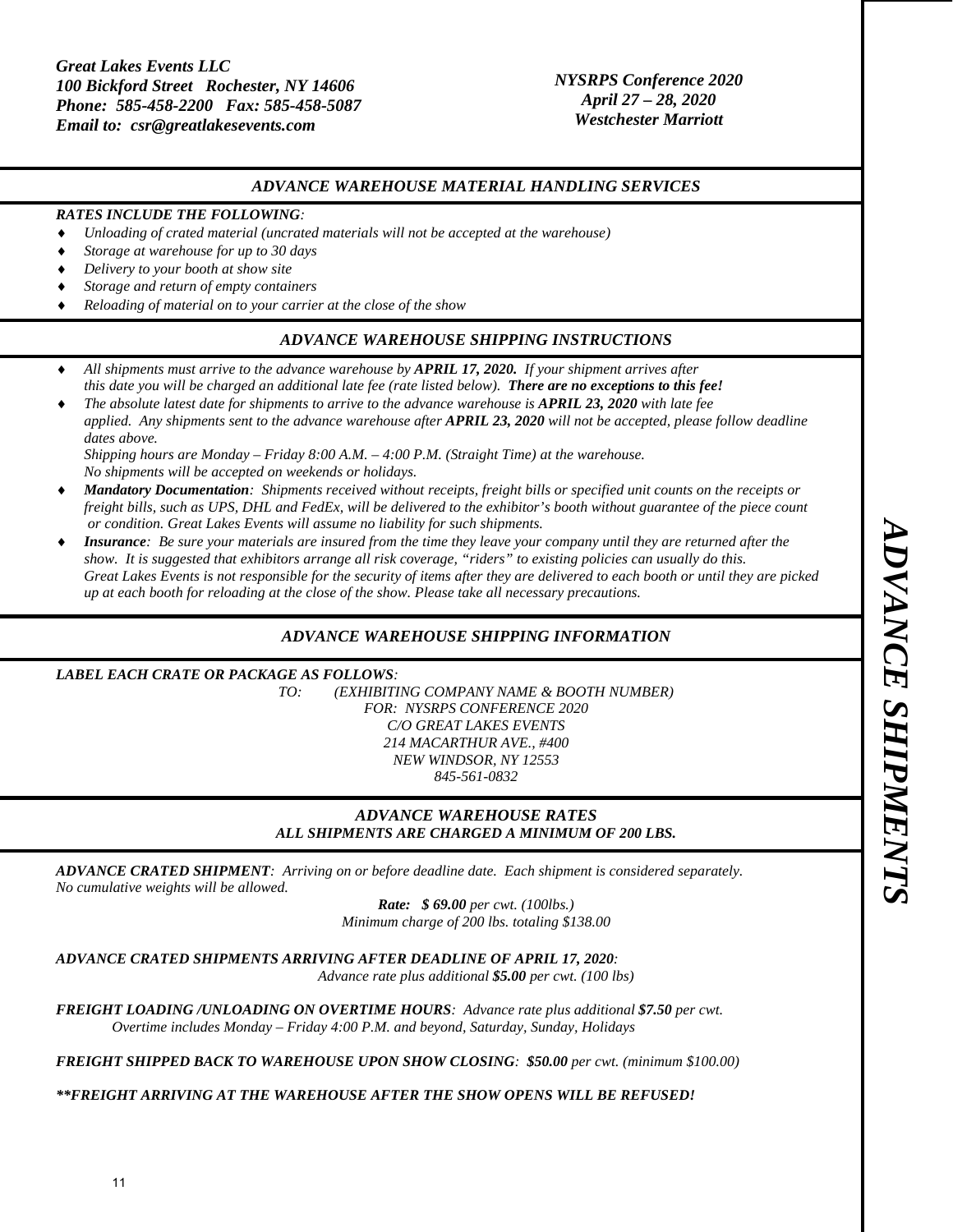***Great Lakes Events LLC***
***100 Bickford Street Rochester, NY 14606***
***Phone: 585-458-2200 Fax: 585-458-5087***
***Email to: csr@greatlakesevents.com***

***NYSRPS Conference 2020***
***April 27 – 28, 2020***
***Westchester Marriott***

## *ADVANCE WAREHOUSE MATERIAL HANDLING SERVICES*

***RATES INCLUDE THE FOLLOWING:***

- *Unloading of crated material (uncrated materials will not be accepted at the warehouse)*
- *Storage at warehouse for up to 30 days*
- *Delivery to your booth at show site*
- *Storage and return of empty containers*
- *Reloading of material on to your carrier at the close of the show*

## *ADVANCE WAREHOUSE SHIPPING INSTRUCTIONS*

- *All shipments must arrive to the advance warehouse by **APRIL 17, 2020.** If your shipment arrives after this date you will be charged an additional late fee (rate listed below). **There are no exceptions to this fee!***
- *The absolute latest date for shipments to arrive to the advance warehouse is **APRIL 23, 2020** with late fee applied. Any shipments sent to the advance warehouse after **APRIL 23, 2020** will not be accepted, please follow deadline dates above.*
  *Shipping hours are Monday – Friday 8:00 A.M. – 4:00 P.M. (Straight Time) at the warehouse.*
  *No shipments will be accepted on weekends or holidays.*
- ***Mandatory Documentation**: Shipments received without receipts, freight bills or specified unit counts on the receipts or freight bills, such as UPS, DHL and FedEx, will be delivered to the exhibitor's booth without guarantee of the piece count or condition. Great Lakes Events will assume no liability for such shipments.*
- ***Insurance**: Be sure your materials are insured from the time they leave your company until they are returned after the show. It is suggested that exhibitors arrange all risk coverage, "riders" to existing policies can usually do this. Great Lakes Events is not responsible for the security of items after they are delivered to each booth or until they are picked up at each booth for reloading at the close of the show. Please take all necessary precautions.*

## *ADVANCE WAREHOUSE SHIPPING INFORMATION*

***LABEL EACH CRATE OR PACKAGE AS FOLLOWS:***

*TO: (EXHIBITING COMPANY NAME & BOOTH NUMBER)*
*FOR: NYSRPS CONFERENCE 2020*
*C/O GREAT LAKES EVENTS*
*214 MACARTHUR AVE., #400*
*NEW WINDSOR, NY 12553*
*845-561-0832*

## *ADVANCE WAREHOUSE RATES*
### *ALL SHIPMENTS ARE CHARGED A MINIMUM OF 200 LBS.*

***ADVANCE CRATED SHIPMENT**: Arriving on or before deadline date. Each shipment is considered separately. No cumulative weights will be allowed.*

***Rate: $ 69.00** per cwt. (100lbs.)*
*Minimum charge of 200 lbs. totaling $138.00*

***ADVANCE CRATED SHIPMENTS ARRIVING AFTER DEADLINE OF APRIL 17, 2020:***
*Advance rate plus additional **$5.00** per cwt. (100 lbs)*

***FREIGHT LOADING /UNLOADING ON OVERTIME HOURS**: Advance rate plus additional **$7.50** per cwt.*
*Overtime includes Monday – Friday 4:00 P.M. and beyond, Saturday, Sunday, Holidays*

***FREIGHT SHIPPED BACK TO WAREHOUSE UPON SHOW CLOSING**: **$50.00** per cwt. (minimum $100.00)*

***\*\*FREIGHT ARRIVING AT THE WAREHOUSE AFTER THE SHOW OPENS WILL BE REFUSED!***

***ADVANCE SHIPMENTS***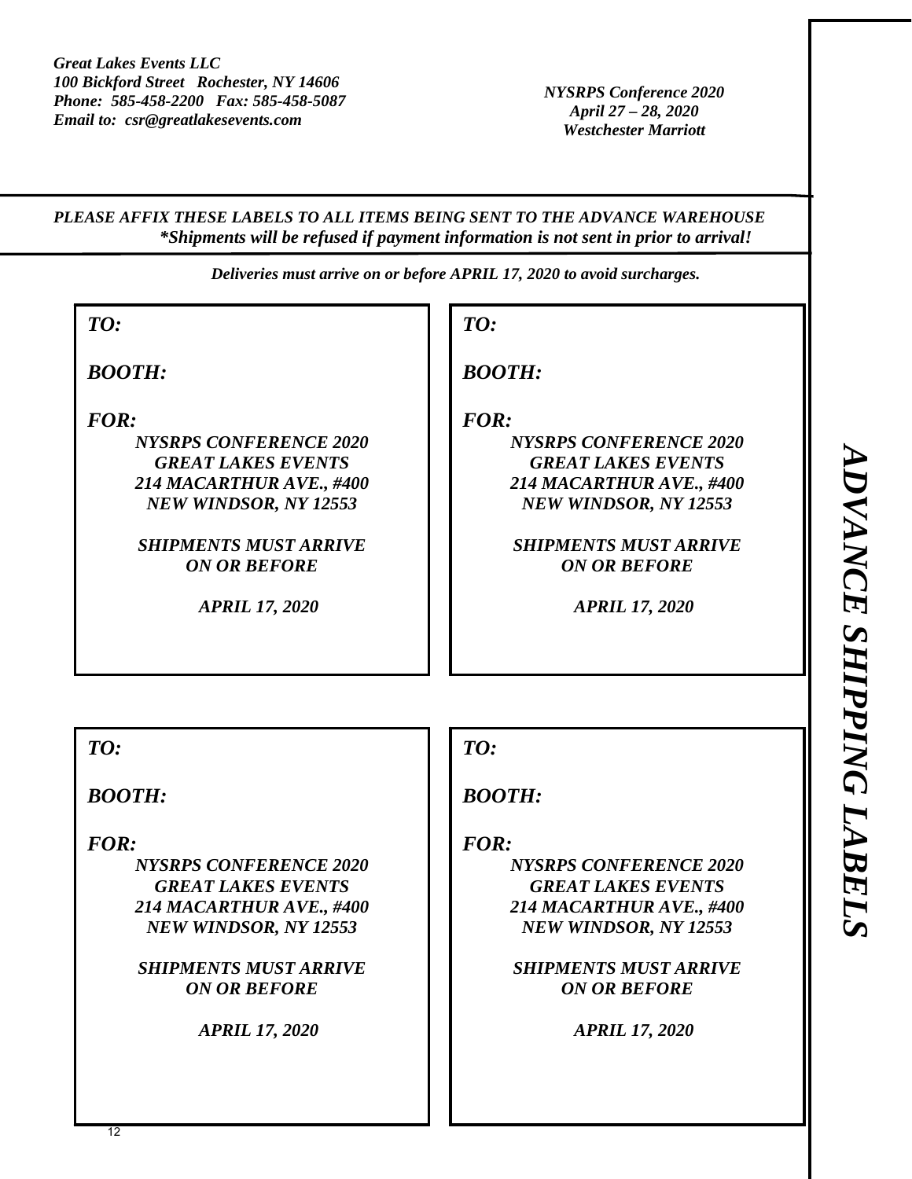*Great Lakes Events LLC*
*100 Bickford Street Rochester, NY 14606*
*Phone: 585-458-2200 Fax: 585-458-5087*
*Email to: csr@greatlakesevents.com*

*NYSRPS Conference 2020*
*April 27 – 28, 2020*
*Westchester Marriott*

# *ADVANCE SHIPPING LABELS*

***PLEASE AFFIX THESE LABELS TO ALL ITEMS BEING SENT TO THE ADVANCE WAREHOUSE***
***\*Shipments will be refused if payment information is not sent in prior to arrival!***

***Deliveries must arrive on or before APRIL 17, 2020 to avoid surcharges.***

---

***TO:***

***BOOTH:***

***FOR:***
***NYSRPS CONFERENCE 2020***
***GREAT LAKES EVENTS***
***214 MACARTHUR AVE., #400***
***NEW WINDSOR, NY 12553***

***SHIPMENTS MUST ARRIVE ON OR BEFORE***

***APRIL 17, 2020***

---

***TO:***

***BOOTH:***

***FOR:***
***NYSRPS CONFERENCE 2020***
***GREAT LAKES EVENTS***
***214 MACARTHUR AVE., #400***
***NEW WINDSOR, NY 12553***

***SHIPMENTS MUST ARRIVE ON OR BEFORE***

***APRIL 17, 2020***

---

***TO:***

***BOOTH:***

***FOR:***
***NYSRPS CONFERENCE 2020***
***GREAT LAKES EVENTS***
***214 MACARTHUR AVE., #400***
***NEW WINDSOR, NY 12553***

***SHIPMENTS MUST ARRIVE ON OR BEFORE***

***APRIL 17, 2020***

---

***TO:***

***BOOTH:***

***FOR:***
***NYSRPS CONFERENCE 2020***
***GREAT LAKES EVENTS***
***214 MACARTHUR AVE., #400***
***NEW WINDSOR, NY 12553***

***SHIPMENTS MUST ARRIVE ON OR BEFORE***

***APRIL 17, 2020***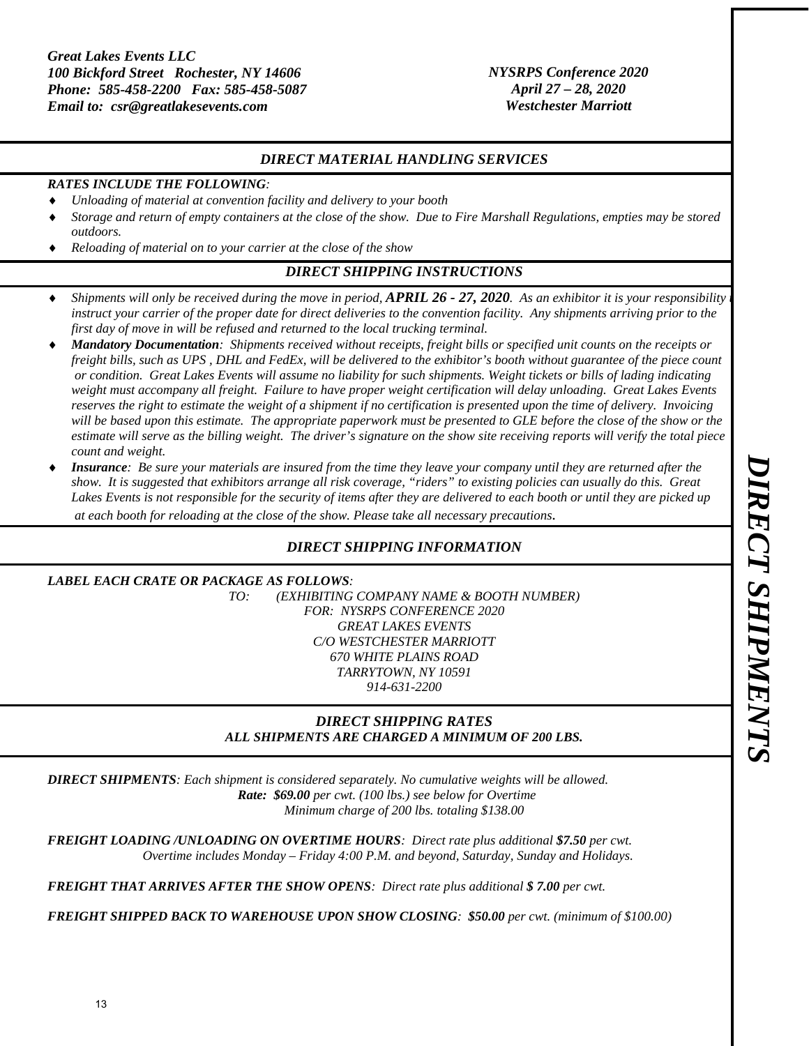*Great Lakes Events LLC*
*100 Bickford Street Rochester, NY 14606*
*Phone: 585-458-2200 Fax: 585-458-5087*
*Email to: csr@greatlakesevents.com*

*NYSRPS Conference 2020*
*April 27 – 28, 2020*
*Westchester Marriott*

## *DIRECT MATERIAL HANDLING SERVICES*

***RATES INCLUDE THE FOLLOWING:***

- *Unloading of material at convention facility and delivery to your booth*
- *Storage and return of empty containers at the close of the show. Due to Fire Marshall Regulations, empties may be stored outdoors.*
- *Reloading of material on to your carrier at the close of the show*

## *DIRECT SHIPPING INSTRUCTIONS*

- *Shipments will only be received during the move in period,* ***APRIL 26 - 27, 2020****. As an exhibitor it is your responsibility to instruct your carrier of the proper date for direct deliveries to the convention facility. Any shipments arriving prior to the first day of move in will be refused and returned to the local trucking terminal.*
- ***Mandatory Documentation****: Shipments received without receipts, freight bills or specified unit counts on the receipts or freight bills, such as UPS , DHL and FedEx, will be delivered to the exhibitor's booth without guarantee of the piece count or condition. Great Lakes Events will assume no liability for such shipments. Weight tickets or bills of lading indicating weight must accompany all freight. Failure to have proper weight certification will delay unloading. Great Lakes Events reserves the right to estimate the weight of a shipment if no certification is presented upon the time of delivery. Invoicing will be based upon this estimate. The appropriate paperwork must be presented to GLE before the close of the show or the estimate will serve as the billing weight. The driver's signature on the show site receiving reports will verify the total piece count and weight.*
- ***Insurance****: Be sure your materials are insured from the time they leave your company until they are returned after the show. It is suggested that exhibitors arrange all risk coverage, "riders" to existing policies can usually do this. Great Lakes Events is not responsible for the security of items after they are delivered to each booth or until they are picked up at each booth for reloading at the close of the show. Please take all necessary precautions.*

## *DIRECT SHIPPING INFORMATION*

***LABEL EACH CRATE OR PACKAGE AS FOLLOWS:***

*TO: (EXHIBITING COMPANY NAME & BOOTH NUMBER)*
*FOR: NYSRPS CONFERENCE 2020*
*GREAT LAKES EVENTS*
*C/O WESTCHESTER MARRIOTT*
*670 WHITE PLAINS ROAD*
*TARRYTOWN, NY 10591*
*914-631-2200*

## *DIRECT SHIPPING RATES*
### *ALL SHIPMENTS ARE CHARGED A MINIMUM OF 200 LBS.*

***DIRECT SHIPMENTS****: Each shipment is considered separately. No cumulative weights will be allowed.*
***Rate: $69.00*** *per cwt. (100 lbs.) see below for Overtime*
*Minimum charge of 200 lbs. totaling $138.00*

***FREIGHT LOADING /UNLOADING ON OVERTIME HOURS****: Direct rate plus additional* ***$7.50*** *per cwt.*
*Overtime includes Monday – Friday 4:00 P.M. and beyond, Saturday, Sunday and Holidays.*

***FREIGHT THAT ARRIVES AFTER THE SHOW OPENS****: Direct rate plus additional* ***$ 7.00*** *per cwt.*

***FREIGHT SHIPPED BACK TO WAREHOUSE UPON SHOW CLOSING****:* ***$50.00*** *per cwt. (minimum of $100.00)*

***DIRECT SHIPMENTS***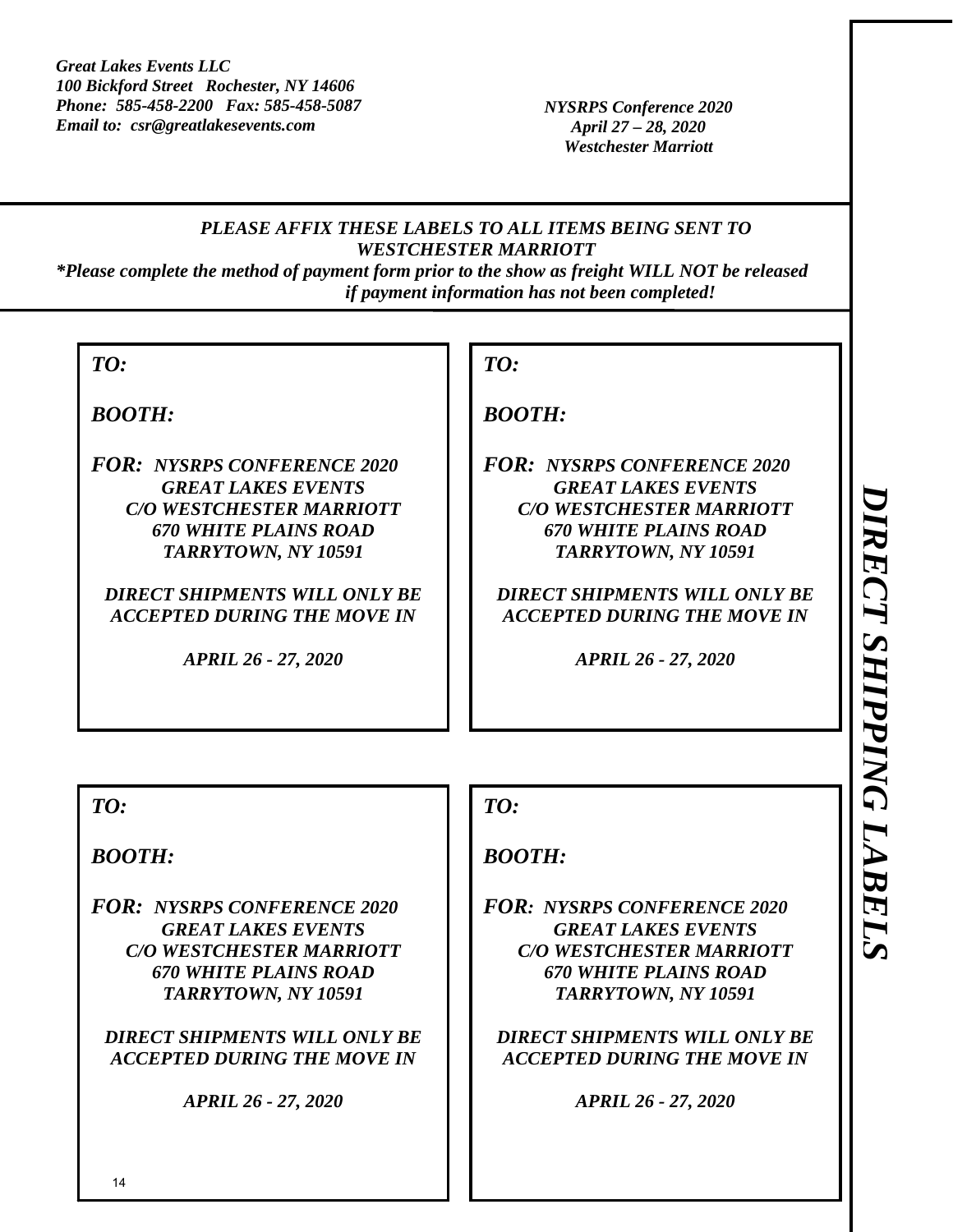# DIRECT SHIPPING LABELS

***Great Lakes Events LLC***
***100 Bickford Street   Rochester, NY 14606***
***Phone:  585-458-2200   Fax: 585-458-5087***
***Email to:  csr@greatlakesevents.com***

***NYSRPS Conference 2020***
***April 27 – 28, 2020***
***Westchester Marriott***

***PLEASE AFFIX THESE LABELS TO ALL ITEMS BEING SENT TO WESTCHESTER MARRIOTT***

****Please complete the method of payment form prior to the show as freight WILL NOT be released if payment information has not been completed!***

---

***TO:***

***BOOTH:***

***FOR:  NYSRPS CONFERENCE 2020***
***GREAT LAKES EVENTS***
***C/O WESTCHESTER MARRIOTT***
***670 WHITE PLAINS ROAD***
***TARRYTOWN, NY 10591***

***DIRECT SHIPMENTS WILL ONLY BE ACCEPTED DURING THE MOVE IN***

***APRIL 26 - 27, 2020***

---

***TO:***

***BOOTH:***

***FOR:  NYSRPS CONFERENCE 2020***
***GREAT LAKES EVENTS***
***C/O WESTCHESTER MARRIOTT***
***670 WHITE PLAINS ROAD***
***TARRYTOWN, NY 10591***

***DIRECT SHIPMENTS WILL ONLY BE ACCEPTED DURING THE MOVE IN***

***APRIL 26 - 27, 2020***

---

***TO:***

***BOOTH:***

***FOR:  NYSRPS CONFERENCE 2020***
***GREAT LAKES EVENTS***
***C/O WESTCHESTER MARRIOTT***
***670 WHITE PLAINS ROAD***
***TARRYTOWN, NY 10591***

***DIRECT SHIPMENTS WILL ONLY BE ACCEPTED DURING THE MOVE IN***

***APRIL 26 - 27, 2020***

---

***TO:***

***BOOTH:***

***FOR:  NYSRPS CONFERENCE 2020***
***GREAT LAKES EVENTS***
***C/O WESTCHESTER MARRIOTT***
***670 WHITE PLAINS ROAD***
***TARRYTOWN, NY 10591***

***DIRECT SHIPMENTS WILL ONLY BE ACCEPTED DURING THE MOVE IN***

***APRIL 26 - 27, 2020***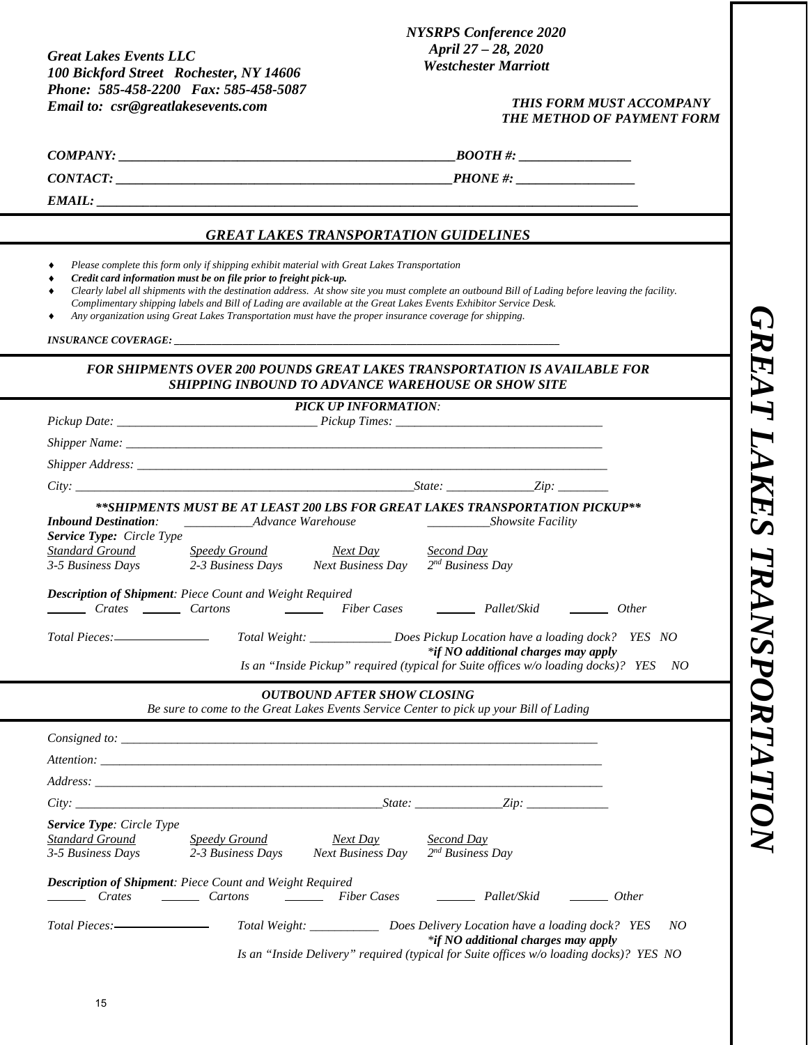*Great Lakes Events LLC*
*100 Bickford Street Rochester, NY 14606*
*Phone: 585-458-2200 Fax: 585-458-5087*
*Email to: csr@greatlakesevents.com*

*NYSRPS Conference 2020*
*April 27 – 28, 2020*
*Westchester Marriott*

*THIS FORM MUST ACCOMPANY THE METHOD OF PAYMENT FORM*

# GREAT LAKES TRANSPORTATION

*COMPANY:* ______________________________ *BOOTH #:* ______________

*CONTACT:* ______________________________ *PHONE #:* ______________

*EMAIL:* ______________________________________________

## *GREAT LAKES TRANSPORTATION GUIDELINES*

- *Please complete this form only if shipping exhibit material with Great Lakes Transportation*
- ***Credit card information must be on file prior to freight pick-up.***
- *Clearly label all shipments with the destination address. At show site you must complete an outbound Bill of Lading before leaving the facility. Complimentary shipping labels and Bill of Lading are available at the Great Lakes Events Exhibitor Service Desk.*
- *Any organization using Great Lakes Transportation must have the proper insurance coverage for shipping.*

***INSURANCE COVERAGE:*** ______________________________________________

## *FOR SHIPMENTS OVER 200 POUNDS GREAT LAKES TRANSPORTATION IS AVAILABLE FOR SHIPPING INBOUND TO ADVANCE WAREHOUSE OR SHOW SITE*

### *PICK UP INFORMATION:*

*Pickup Date:* ______________________ *Pickup Times:* ______________________

*Shipper Name:* ______________________________________________

*Shipper Address:* ______________________________________________

*City:* ______________________________ *State:* __________ *Zip:* ________

***\*\*SHIPMENTS MUST BE AT LEAST 200 LBS FOR GREAT LAKES TRANSPORTATION PICKUP\*\****

***Inbound Destination:*** __________ *Advance Warehouse* __________ *Showsite Facility*

***Service Type:*** *Circle Type*

| *Standard Ground* | *Speedy Ground* | *Next Day* | *Second Day* |
|---|---|---|---|
| *3-5 Business Days* | *2-3 Business Days* | *Next Business Day* | *2nd Business Day* |

***Description of Shipment:*** *Piece Count and Weight Required*

______ *Crates* ______ *Cartons* ______ *Fiber Cases* ______ *Pallet/Skid* ______ *Other*

*Total Pieces:* __________ *Total Weight:* __________ *Does Pickup Location have a loading dock? YES NO*
*\*if NO additional charges may apply*
*Is an "Inside Pickup" required (typical for Suite offices w/o loading docks)? YES NO*

### *OUTBOUND AFTER SHOW CLOSING*

*Be sure to come to the Great Lakes Events Service Center to pick up your Bill of Lading*

*Consigned to:* ______________________________________________

*Attention:* ______________________________________________

*Address:* ______________________________________________

*City:* ______________________________ *State:* __________ *Zip:* __________

***Service Type:*** *Circle Type*

| *Standard Ground* | *Speedy Ground* | *Next Day* | *Second Day* |
|---|---|---|---|
| *3-5 Business Days* | *2-3 Business Days* | *Next Business Day* | *2nd Business Day* |

***Description of Shipment:*** *Piece Count and Weight Required*

______ *Crates* ______ *Cartons* ______ *Fiber Cases* ______ *Pallet/Skid* ______ *Other*

*Total Pieces:* __________ *Total Weight:* __________ *Does Delivery Location have a loading dock? YES NO*
*\*if NO additional charges may apply*
*Is an "Inside Delivery" required (typical for Suite offices w/o loading docks)? YES NO*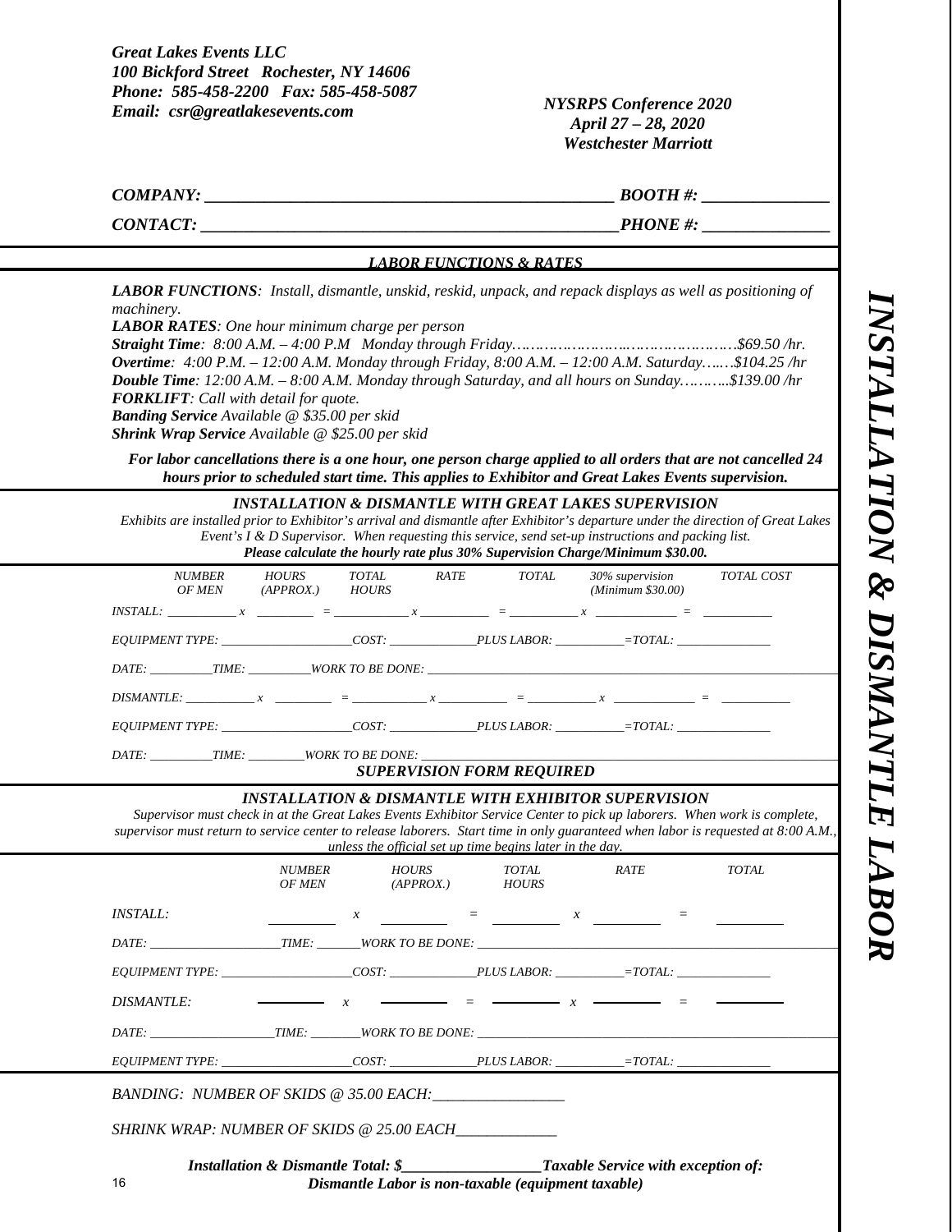***Great Lakes Events LLC***
***100 Bickford Street Rochester, NY 14606***
***Phone: 585-458-2200 Fax: 585-458-5087***
***Email: csr@greatlakesevents.com***

***NYSRPS Conference 2020***
***April 27 – 28, 2020***
***Westchester Marriott***

***COMPANY:*** ________________________________________________ ***BOOTH #:*** _______________

***CONTACT:*** ________________________________________________***PHONE #:*** _______________

## *LABOR FUNCTIONS & RATES*

***LABOR FUNCTIONS**: Install, dismantle, unskid, reskid, unpack, and repack displays as well as positioning of machinery.*

***LABOR RATES**: One hour minimum charge per person*

***Straight Time**: 8:00 A.M. – 4:00 P.M Monday through Friday……………………………………………$69.50 /hr.*

***Overtime**: 4:00 P.M. – 12:00 A.M. Monday through Friday, 8:00 A.M. – 12:00 A.M. Saturday…….$104.25 /hr*

***Double Time**: 12:00 A.M. – 8:00 A.M. Monday through Saturday, and all hours on Sunday………..$139.00 /hr*

***FORKLIFT**: Call with detail for quote.*

***Banding Service** Available @ $35.00 per skid*

***Shrink Wrap Service** Available @ $25.00 per skid*

***For labor cancellations there is a one hour, one person charge applied to all orders that are not cancelled 24 hours prior to scheduled start time. This applies to Exhibitor and Great Lakes Events supervision.***

## *INSTALLATION & DISMANTLE WITH GREAT LAKES SUPERVISION*

*Exhibits are installed prior to Exhibitor's arrival and dismantle after Exhibitor's departure under the direction of Great Lakes Event's I & D Supervisor. When requesting this service, send set-up instructions and packing list.*

***Please calculate the hourly rate plus 30% Supervision Charge/Minimum $30.00.***

| | NUMBER OF MEN | | HOURS (APPROX.) | | TOTAL HOURS | | RATE | | TOTAL | | 30% supervision (Minimum $30.00) | | TOTAL COST |
|---|---|---|---|---|---|---|---|---|---|---|---|---|---|
| INSTALL: | ___________ | x | _________ | = | ____________ | x | ___________ | = | ___________ | x | _____________ | = | ___________ |
| DISMANTLE: | ___________ | x | _________ | = | ____________ | x | ___________ | = | ___________ | x | _____________ | = | ___________ |

*INSTALL:*

*EQUIPMENT TYPE: _____________________COST: ______________PLUS LABOR: ___________=TOTAL: _______________*

*DATE: __________TIME: __________WORK TO BE DONE: ____________________________________________________________*

*DISMANTLE:*

*EQUIPMENT TYPE: _____________________COST: ______________PLUS LABOR: ___________=TOTAL: _______________*

*DATE: __________TIME: _________WORK TO BE DONE: ____________________________________________________________*

***SUPERVISION FORM REQUIRED***

## *INSTALLATION & DISMANTLE WITH EXHIBITOR SUPERVISION*

*Supervisor must check in at the Great Lakes Events Exhibitor Service Center to pick up laborers. When work is complete, supervisor must return to service center to release laborers. Start time in only guaranteed when labor is requested at 8:00 A.M., unless the official set up time begins later in the day.*

| | NUMBER OF MEN | | HOURS (APPROX.) | | TOTAL HOURS | | RATE | | TOTAL |
|---|---|---|---|---|---|---|---|---|---|
| INSTALL: | _________ | x | _________ | = | _________ | x | _________ | = | _________ |
| DISMANTLE: | _________ | x | _________ | = | _________ | x | _________ | = | _________ |

*INSTALL:*

*DATE: _____________________TIME: _______WORK TO BE DONE: ______________________________________________________*

*EQUIPMENT TYPE: _____________________COST: ______________PLUS LABOR: ___________=TOTAL: _______________*

*DISMANTLE:*

*DATE: ____________________TIME: ________WORK TO BE DONE: ______________________________________________________*

*EQUIPMENT TYPE: _____________________COST: ______________PLUS LABOR: ___________=TOTAL: _______________*

*BANDING: NUMBER OF SKIDS @ 35.00 EACH:_________________*

*SHRINK WRAP: NUMBER OF SKIDS @ 25.00 EACH_____________*

***Installation & Dismantle Total: $__________________Taxable Service with exception of:***
***Dismantle Labor is non-taxable (equipment taxable)***

***INSTALLATION & DISMANTLE LABOR***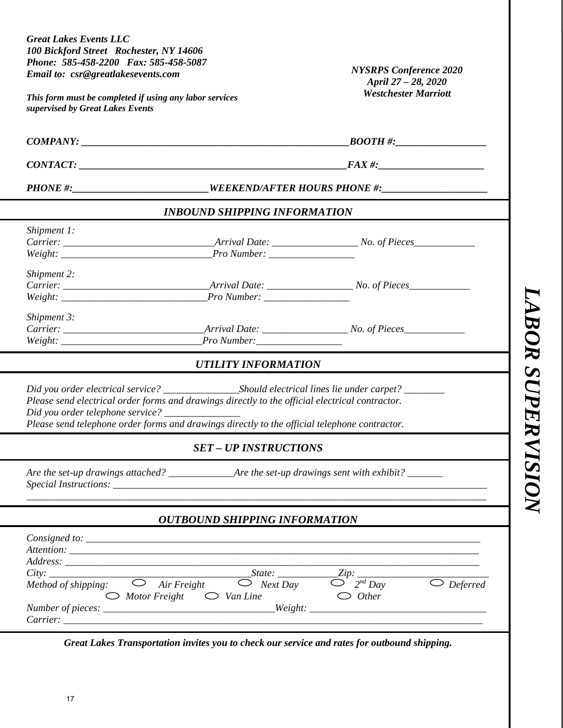***Great Lakes Events LLC***
***100 Bickford Street   Rochester, NY 14606***
***Phone:  585-458-2200   Fax: 585-458-5087***
***Email to:  csr@greatlakesevents.com***

***This form must be completed if using any labor services supervised by Great Lakes Events***

***NYSRPS Conference 2020***
***April 27 – 28, 2020***
***Westchester Marriott***

# *LABOR SUPERVISION*

***COMPANY:*** _______________________________________________________***BOOTH #:***__________________

***CONTACT:*** _______________________________________________________***FAX #:***_____________________

***PHONE #:***____________________________***WEEKEND/AFTER HOURS PHONE #:***_____________________

## *INBOUND SHIPPING INFORMATION*

*Shipment 1:*
*Carrier:* ______________________________*Arrival Date:* _________________ *No. of Pieces*____________
*Weight:* ______________________________*Pro Number:* _________________

*Shipment 2:*
*Carrier:* _____________________________*Arrival Date:* _________________ *No. of Pieces*____________
*Weight:* _____________________________*Pro Number:* _________________

*Shipment 3:*
*Carrier:* ____________________________*Arrival Date:* _________________ *No. of Pieces*____________
*Weight:* ____________________________*Pro Number:*_________________

## *UTILITY INFORMATION*

*Did you order electrical service?* _______________*Should electrical lines lie under carpet?* ________
*Please send electrical order forms and drawings directly to the official electrical contractor.*
*Did you order telephone service?* _______________
*Please send telephone order forms and drawings directly to the official telephone contractor.*

## *SET – UP INSTRUCTIONS*

*Are the set-up drawings attached?* _____________*Are the set-up drawings sent with exhibit?* _______
*Special Instructions:* ________________________________________________________________________
_____________________________________________________________________________________________

## *OUTBOUND SHIPPING INFORMATION*

*Consigned to:* ______________________________________________________________________________
*Attention:* _________________________________________________________________________________
*Address:* __________________________________________________________________________________
*City:* ________________________________________*State:* ____________*Zip:* _________________________
*Method of shipping:*   ◯ *Air Freight*   ◯ *Next Day*   ◯ *2nd Day*   ◯ *Deferred*
◯ *Motor Freight*   ◯ *Van Line*   ◯ *Other*
*Number of pieces:* __________________________________*Weight:* ___________________________________
*Carrier:* ___________________________________________________________________________________

***Great Lakes Transportation invites you to check our service and rates for outbound shipping.***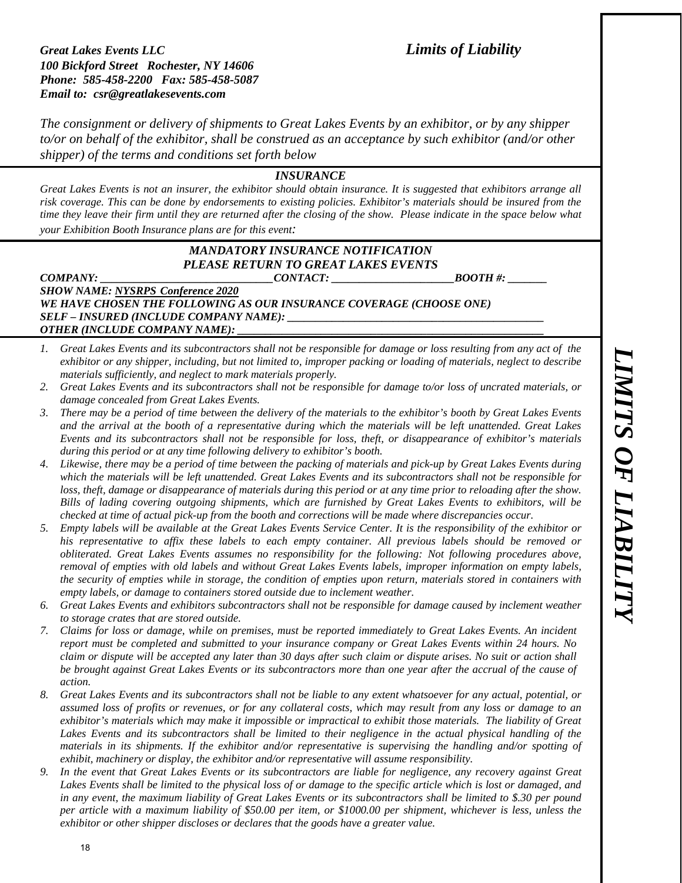***Great Lakes Events LLC***
***100 Bickford Street   Rochester, NY 14606***
***Phone:  585-458-2200   Fax: 585-458-5087***
***Email to:  csr@greatlakesevents.com***

# *Limits of Liability*

*The consignment or delivery of shipments to Great Lakes Events by an exhibitor, or by any shipper to/or on behalf of the exhibitor, shall be construed as an acceptance by such exhibitor (and/or other shipper) of the terms and conditions set forth below*

### *INSURANCE*

*Great Lakes Events is not an insurer, the exhibitor should obtain insurance. It is suggested that exhibitors arrange all risk coverage. This can be done by endorsements to existing policies. Exhibitor's materials should be insured from the time they leave their firm until they are returned after the closing of the show.  Please indicate in the space below what your Exhibition Booth Insurance plans are for this event:*

### *MANDATORY INSURANCE NOTIFICATION*
### *PLEASE RETURN TO GREAT LAKES EVENTS*

***COMPANY: ______________________________CONTACT: _____________________BOOTH #: _______***
***SHOW NAME: NYSRPS Conference 2020***
***WE HAVE CHOSEN THE FOLLOWING AS OUR INSURANCE COVERAGE (CHOOSE ONE)***
***SELF – INSURED (INCLUDE COMPANY NAME): _____________________________________________***
***OTHER (INCLUDE COMPANY NAME): ____________________________________________________***

1. *Great Lakes Events and its subcontractors shall not be responsible for damage or loss resulting from any act of the exhibitor or any shipper, including, but not limited to, improper packing or loading of materials, neglect to describe materials sufficiently, and neglect to mark materials properly.*
2. *Great Lakes Events and its subcontractors shall not be responsible for damage to/or loss of uncrated materials, or damage concealed from Great Lakes Events.*
3. *There may be a period of time between the delivery of the materials to the exhibitor's booth by Great Lakes Events and the arrival at the booth of a representative during which the materials will be left unattended. Great Lakes Events and its subcontractors shall not be responsible for loss, theft, or disappearance of exhibitor's materials during this period or at any time following delivery to exhibitor's booth.*
4. *Likewise, there may be a period of time between the packing of materials and pick-up by Great Lakes Events during which the materials will be left unattended. Great Lakes Events and its subcontractors shall not be responsible for loss, theft, damage or disappearance of materials during this period or at any time prior to reloading after the show. Bills of lading covering outgoing shipments, which are furnished by Great Lakes Events to exhibitors, will be checked at time of actual pick-up from the booth and corrections will be made where discrepancies occur.*
5. *Empty labels will be available at the Great Lakes Events Service Center. It is the responsibility of the exhibitor or his representative to affix these labels to each empty container. All previous labels should be removed or obliterated. Great Lakes Events assumes no responsibility for the following: Not following procedures above, removal of empties with old labels and without Great Lakes Events labels, improper information on empty labels, the security of empties while in storage, the condition of empties upon return, materials stored in containers with empty labels, or damage to containers stored outside due to inclement weather.*
6. *Great Lakes Events and exhibitors subcontractors shall not be responsible for damage caused by inclement weather to storage crates that are stored outside.*
7. *Claims for loss or damage, while on premises, must be reported immediately to Great Lakes Events. An incident report must be completed and submitted to your insurance company or Great Lakes Events within 24 hours. No claim or dispute will be accepted any later than 30 days after such claim or dispute arises. No suit or action shall be brought against Great Lakes Events or its subcontractors more than one year after the accrual of the cause of action.*
8. *Great Lakes Events and its subcontractors shall not be liable to any extent whatsoever for any actual, potential, or assumed loss of profits or revenues, or for any collateral costs, which may result from any loss or damage to an exhibitor's materials which may make it impossible or impractical to exhibit those materials.  The liability of Great Lakes Events and its subcontractors shall be limited to their negligence in the actual physical handling of the materials in its shipments. If the exhibitor and/or representative is supervising the handling and/or spotting of exhibit, machinery or display, the exhibitor and/or representative will assume responsibility.*
9. *In the event that Great Lakes Events or its subcontractors are liable for negligence, any recovery against Great Lakes Events shall be limited to the physical loss of or damage to the specific article which is lost or damaged, and in any event, the maximum liability of Great Lakes Events or its subcontractors shall be limited to $.30 per pound per article with a maximum liability of $50.00 per item, or $1000.00 per shipment, whichever is less, unless the exhibitor or other shipper discloses or declares that the goods have a greater value.*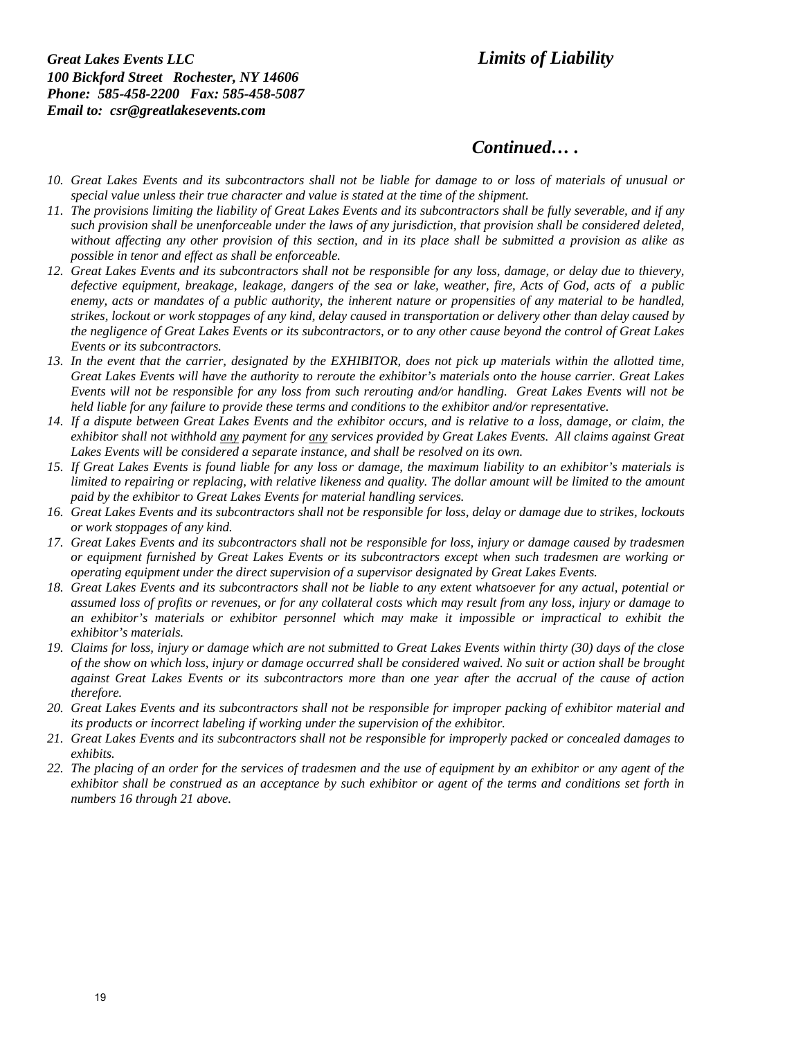***Great Lakes Events LLC***
***100 Bickford Street Rochester, NY 14606***
***Phone: 585-458-2200 Fax: 585-458-5087***
***Email to: csr@greatlakesevents.com***

## *Limits of Liability*

## *Continued… .*

10. *Great Lakes Events and its subcontractors shall not be liable for damage to or loss of materials of unusual or special value unless their true character and value is stated at the time of the shipment.*
11. *The provisions limiting the liability of Great Lakes Events and its subcontractors shall be fully severable, and if any such provision shall be unenforceable under the laws of any jurisdiction, that provision shall be considered deleted, without affecting any other provision of this section, and in its place shall be submitted a provision as alike as possible in tenor and effect as shall be enforceable.*
12. *Great Lakes Events and its subcontractors shall not be responsible for any loss, damage, or delay due to thievery, defective equipment, breakage, leakage, dangers of the sea or lake, weather, fire, Acts of God, acts of a public enemy, acts or mandates of a public authority, the inherent nature or propensities of any material to be handled, strikes, lockout or work stoppages of any kind, delay caused in transportation or delivery other than delay caused by the negligence of Great Lakes Events or its subcontractors, or to any other cause beyond the control of Great Lakes Events or its subcontractors.*
13. *In the event that the carrier, designated by the EXHIBITOR, does not pick up materials within the allotted time, Great Lakes Events will have the authority to reroute the exhibitor's materials onto the house carrier. Great Lakes Events will not be responsible for any loss from such rerouting and/or handling. Great Lakes Events will not be held liable for any failure to provide these terms and conditions to the exhibitor and/or representative.*
14. *If a dispute between Great Lakes Events and the exhibitor occurs, and is relative to a loss, damage, or claim, the exhibitor shall not withhold <u>any</u> payment for <u>any</u> services provided by Great Lakes Events. All claims against Great Lakes Events will be considered a separate instance, and shall be resolved on its own.*
15. *If Great Lakes Events is found liable for any loss or damage, the maximum liability to an exhibitor's materials is limited to repairing or replacing, with relative likeness and quality. The dollar amount will be limited to the amount paid by the exhibitor to Great Lakes Events for material handling services.*
16. *Great Lakes Events and its subcontractors shall not be responsible for loss, delay or damage due to strikes, lockouts or work stoppages of any kind.*
17. *Great Lakes Events and its subcontractors shall not be responsible for loss, injury or damage caused by tradesmen or equipment furnished by Great Lakes Events or its subcontractors except when such tradesmen are working or operating equipment under the direct supervision of a supervisor designated by Great Lakes Events.*
18. *Great Lakes Events and its subcontractors shall not be liable to any extent whatsoever for any actual, potential or assumed loss of profits or revenues, or for any collateral costs which may result from any loss, injury or damage to an exhibitor's materials or exhibitor personnel which may make it impossible or impractical to exhibit the exhibitor's materials.*
19. *Claims for loss, injury or damage which are not submitted to Great Lakes Events within thirty (30) days of the close of the show on which loss, injury or damage occurred shall be considered waived. No suit or action shall be brought against Great Lakes Events or its subcontractors more than one year after the accrual of the cause of action therefore.*
20. *Great Lakes Events and its subcontractors shall not be responsible for improper packing of exhibitor material and its products or incorrect labeling if working under the supervision of the exhibitor.*
21. *Great Lakes Events and its subcontractors shall not be responsible for improperly packed or concealed damages to exhibits.*
22. *The placing of an order for the services of tradesmen and the use of equipment by an exhibitor or any agent of the exhibitor shall be construed as an acceptance by such exhibitor or agent of the terms and conditions set forth in numbers 16 through 21 above.*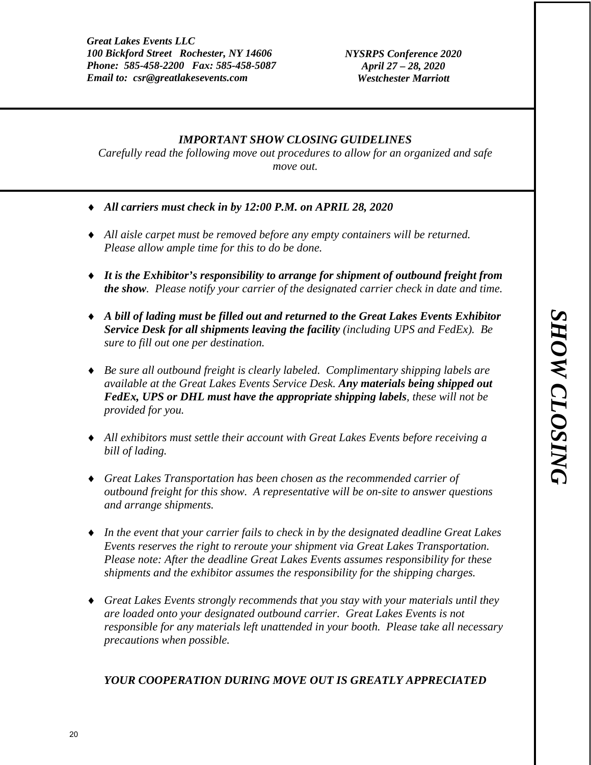***Great Lakes Events LLC***
***100 Bickford Street Rochester, NY 14606***
***Phone: 585-458-2200 Fax: 585-458-5087***
***Email to: csr@greatlakesevents.com***

***NYSRPS Conference 2020***
***April 27 – 28, 2020***
***Westchester Marriott***

## *IMPORTANT SHOW CLOSING GUIDELINES*

*Carefully read the following move out procedures to allow for an organized and safe move out.*

- ***All carriers must check in by 12:00 P.M. on APRIL 28, 2020***
- *All aisle carpet must be removed before any empty containers will be returned. Please allow ample time for this to do be done.*
- ***It is the Exhibitor's responsibility to arrange for shipment of outbound freight from the show**. Please notify your carrier of the designated carrier check in date and time.*
- ***A bill of lading must be filled out and returned to the Great Lakes Events Exhibitor Service Desk for all shipments leaving the facility** (including UPS and FedEx). Be sure to fill out one per destination.*
- *Be sure all outbound freight is clearly labeled. Complimentary shipping labels are available at the Great Lakes Events Service Desk. **Any materials being shipped out FedEx, UPS or DHL must have the appropriate shipping labels**, these will not be provided for you.*
- *All exhibitors must settle their account with Great Lakes Events before receiving a bill of lading.*
- *Great Lakes Transportation has been chosen as the recommended carrier of outbound freight for this show. A representative will be on-site to answer questions and arrange shipments.*
- *In the event that your carrier fails to check in by the designated deadline Great Lakes Events reserves the right to reroute your shipment via Great Lakes Transportation. Please note: After the deadline Great Lakes Events assumes responsibility for these shipments and the exhibitor assumes the responsibility for the shipping charges.*
- *Great Lakes Events strongly recommends that you stay with your materials until they are loaded onto your designated outbound carrier. Great Lakes Events is not responsible for any materials left unattended in your booth. Please take all necessary precautions when possible.*

***YOUR COOPERATION DURING MOVE OUT IS GREATLY APPRECIATED***

***SHOW CLOSING***